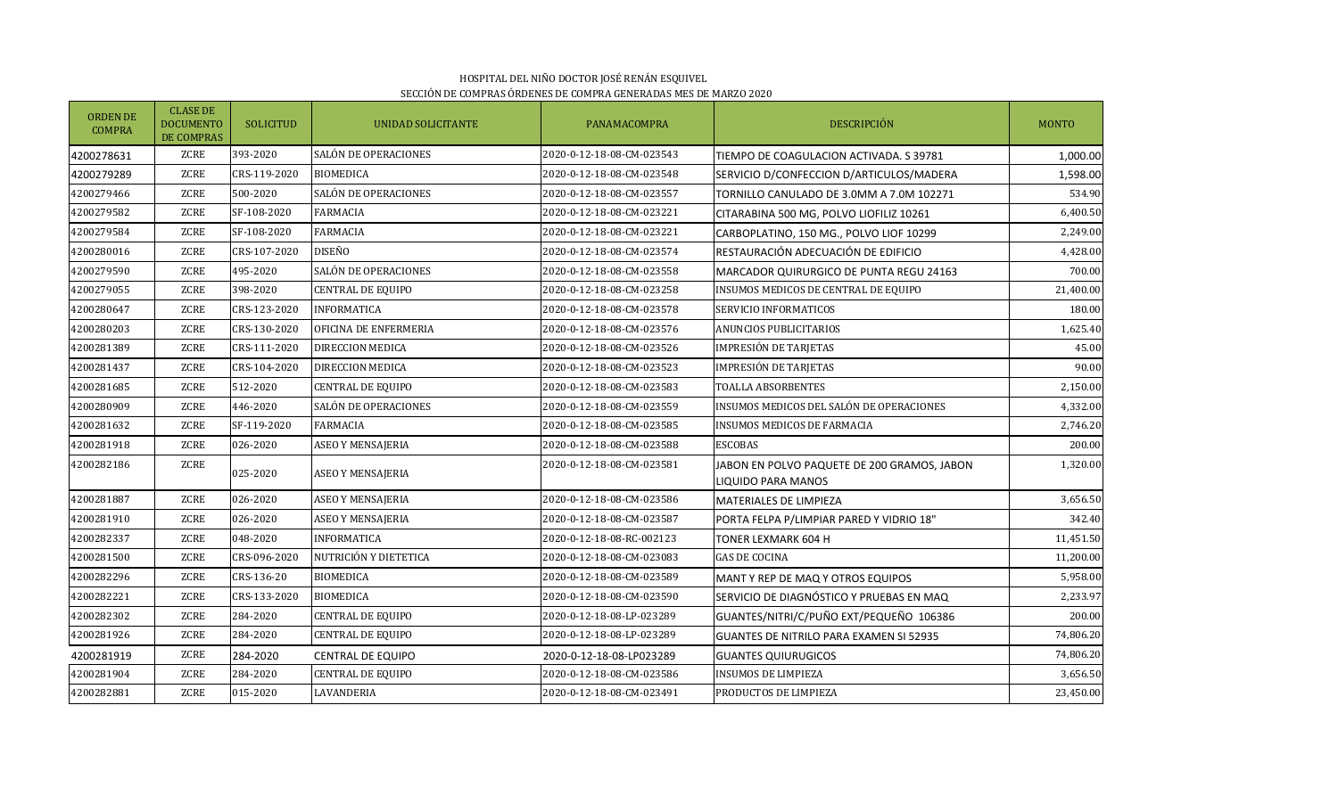HOSPITAL DEL NIÑO DOCTOR JOSÉ RENÁN ESQUIVEL
SECCIÓN DE COMPRAS ÓRDENES DE COMPRA GENERADAS MES DE MARZO 2020

| ORDEN DE COMPRA | CLASE DE DOCUMENTO DE COMPRAS | SOLICITUD | UNIDAD SOLICITANTE | PANAMACOMPRA | DESCRIPCIÓN | MONTO |
|---|---|---|---|---|---|---|
| 4200278631 | ZCRE | 393-2020 | SALÓN DE OPERACIONES | 2020-0-12-18-08-CM-023543 | TIEMPO DE COAGULACION ACTIVADA. S 39781 | 1,000.00 |
| 4200279289 | ZCRE | CRS-119-2020 | BIOMEDICA | 2020-0-12-18-08-CM-023548 | SERVICIO D/CONFECCION D/ARTICULOS/MADERA | 1,598.00 |
| 4200279466 | ZCRE | 500-2020 | SALÓN DE OPERACIONES | 2020-0-12-18-08-CM-023557 | TORNILLO CANULADO DE 3.0MM A 7.0M 102271 | 534.90 |
| 4200279582 | ZCRE | SF-108-2020 | FARMACIA | 2020-0-12-18-08-CM-023221 | CITARABINA 500 MG, POLVO LIOFILIZ 10261 | 6,400.50 |
| 4200279584 | ZCRE | SF-108-2020 | FARMACIA | 2020-0-12-18-08-CM-023221 | CARBOPLATINO, 150 MG., POLVO LIOF 10299 | 2,249.00 |
| 4200280016 | ZCRE | CRS-107-2020 | DISEÑO | 2020-0-12-18-08-CM-023574 | RESTAURACIÓN ADECUACIÓN DE EDIFICIO | 4,428.00 |
| 4200279590 | ZCRE | 495-2020 | SALÓN DE OPERACIONES | 2020-0-12-18-08-CM-023558 | MARCADOR QUIRURGICO DE PUNTA REGU 24163 | 700.00 |
| 4200279055 | ZCRE | 398-2020 | CENTRAL DE EQUIPO | 2020-0-12-18-08-CM-023258 | INSUMOS MEDICOS DE CENTRAL DE EQUIPO | 21,400.00 |
| 4200280647 | ZCRE | CRS-123-2020 | INFORMATICA | 2020-0-12-18-08-CM-023578 | SERVICIO INFORMATICOS | 180.00 |
| 4200280203 | ZCRE | CRS-130-2020 | OFICINA DE ENFERMERIA | 2020-0-12-18-08-CM-023576 | ANUNCIOS PUBLICITARIOS | 1,625.40 |
| 4200281389 | ZCRE | CRS-111-2020 | DIRECCION MEDICA | 2020-0-12-18-08-CM-023526 | IMPRESIÓN DE TARJETAS | 45.00 |
| 4200281437 | ZCRE | CRS-104-2020 | DIRECCION MEDICA | 2020-0-12-18-08-CM-023523 | IMPRESIÓN DE TARJETAS | 90.00 |
| 4200281685 | ZCRE | 512-2020 | CENTRAL DE EQUIPO | 2020-0-12-18-08-CM-023583 | TOALLA ABSORBENTES | 2,150.00 |
| 4200280909 | ZCRE | 446-2020 | SALÓN DE OPERACIONES | 2020-0-12-18-08-CM-023559 | INSUMOS MEDICOS DEL SALÓN DE OPERACIONES | 4,332.00 |
| 4200281632 | ZCRE | SF-119-2020 | FARMACIA | 2020-0-12-18-08-CM-023585 | INSUMOS MEDICOS DE FARMACIA | 2,746.20 |
| 4200281918 | ZCRE | 026-2020 | ASEO Y MENSAJERIA | 2020-0-12-18-08-CM-023588 | ESCOBAS | 200.00 |
| 4200282186 | ZCRE | 025-2020 | ASEO Y MENSAJERIA | 2020-0-12-18-08-CM-023581 | JABON EN POLVO PAQUETE DE 200 GRAMOS, JABON LIQUIDO PARA MANOS | 1,320.00 |
| 4200281887 | ZCRE | 026-2020 | ASEO Y MENSAJERIA | 2020-0-12-18-08-CM-023586 | MATERIALES DE LIMPIEZA | 3,656.50 |
| 4200281910 | ZCRE | 026-2020 | ASEO Y MENSAJERIA | 2020-0-12-18-08-CM-023587 | PORTA FELPA P/LIMPIAR PARED Y VIDRIO 18" | 342.40 |
| 4200282337 | ZCRE | 048-2020 | INFORMATICA | 2020-0-12-18-08-RC-002123 | TONER LEXMARK 604 H | 11,451.50 |
| 4200281500 | ZCRE | CRS-096-2020 | NUTRICIÓN Y DIETETICA | 2020-0-12-18-08-CM-023083 | GAS DE COCINA | 11,200.00 |
| 4200282296 | ZCRE | CRS-136-20 | BIOMEDICA | 2020-0-12-18-08-CM-023589 | MANT Y REP DE MAQ Y OTROS EQUIPOS | 5,958.00 |
| 4200282221 | ZCRE | CRS-133-2020 | BIOMEDICA | 2020-0-12-18-08-CM-023590 | SERVICIO DE DIAGNÓSTICO Y PRUEBAS EN MAQ | 2,233.97 |
| 4200282302 | ZCRE | 284-2020 | CENTRAL DE EQUIPO | 2020-0-12-18-08-LP-023289 | GUANTES/NITRI/C/PUÑO EXT/PEQUEÑO 106386 | 200.00 |
| 4200281926 | ZCRE | 284-2020 | CENTRAL DE EQUIPO | 2020-0-12-18-08-LP-023289 | GUANTES DE NITRILO PARA EXAMEN SI 52935 | 74,806.20 |
| 4200281919 | ZCRE | 284-2020 | CENTRAL DE EQUIPO | 2020-0-12-18-08-LP023289 | GUANTES QUIURUGICOS | 74,806.20 |
| 4200281904 | ZCRE | 284-2020 | CENTRAL DE EQUIPO | 2020-0-12-18-08-CM-023586 | INSUMOS DE LIMPIEZA | 3,656.50 |
| 4200282881 | ZCRE | 015-2020 | LAVANDERIA | 2020-0-12-18-08-CM-023491 | PRODUCTOS DE LIMPIEZA | 23,450.00 |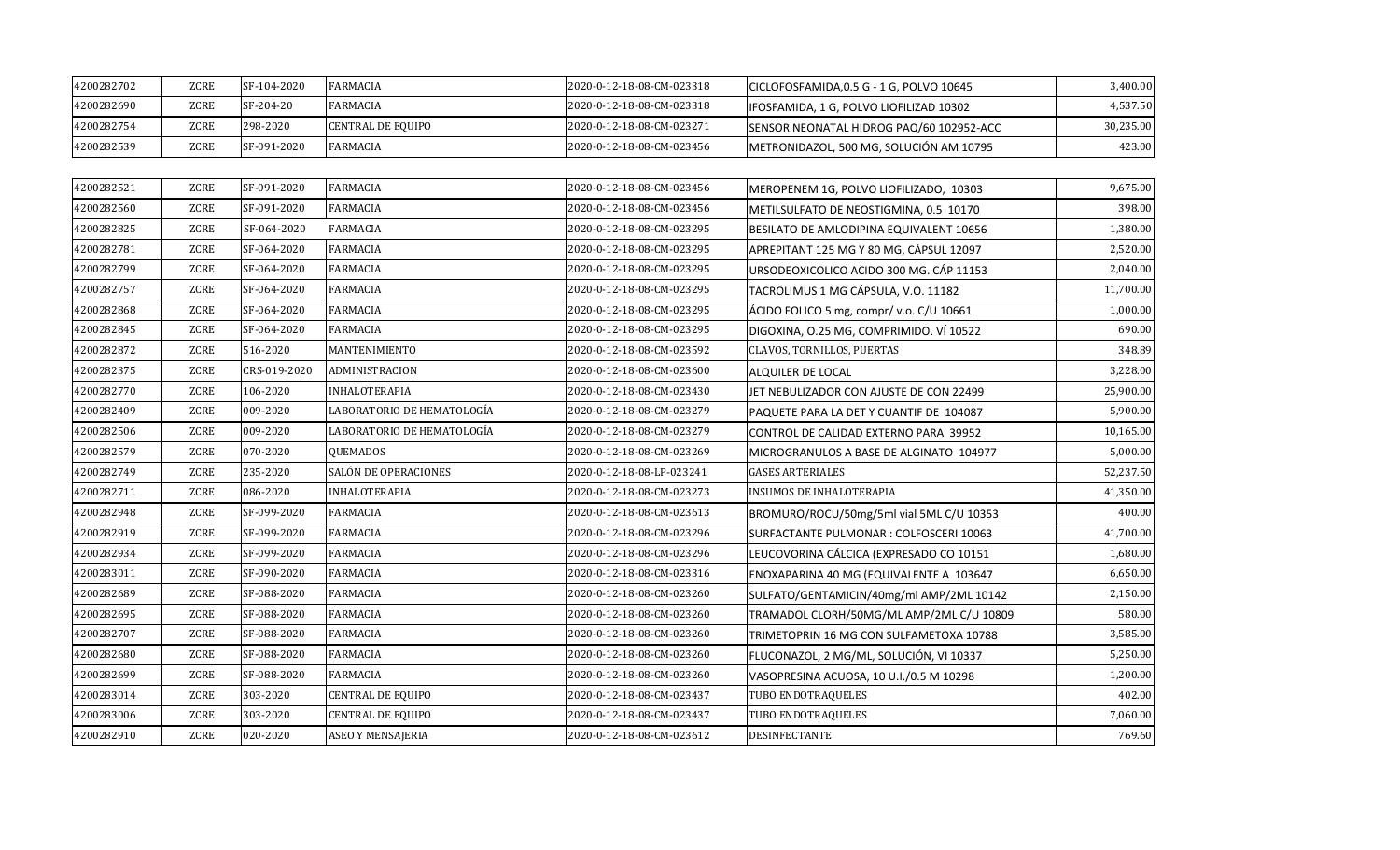| | | | | | | |
|---|---|---|---|---|---|---|
| 4200282702 | ZCRE | SF-104-2020 | FARMACIA | 2020-0-12-18-08-CM-023318 | CICLOFOSFAMIDA,0.5 G - 1 G, POLVO 10645 | 3,400.00 |
| 4200282690 | ZCRE | SF-204-20 | FARMACIA | 2020-0-12-18-08-CM-023318 | IFOSFAMIDA, 1 G, POLVO LIOFILIZAD 10302 | 4,537.50 |
| 4200282754 | ZCRE | 298-2020 | CENTRAL DE EQUIPO | 2020-0-12-18-08-CM-023271 | SENSOR NEONATAL HIDROG PAQ/60 102952-ACC | 30,235.00 |
| 4200282539 | ZCRE | SF-091-2020 | FARMACIA | 2020-0-12-18-08-CM-023456 | METRONIDAZOL, 500 MG, SOLUCIÓN AM 10795 | 423.00 |
| 4200282521 | ZCRE | SF-091-2020 | FARMACIA | 2020-0-12-18-08-CM-023456 | MEROPENEM 1G, POLVO LIOFILIZADO, 10303 | 9,675.00 |
| 4200282560 | ZCRE | SF-091-2020 | FARMACIA | 2020-0-12-18-08-CM-023456 | METILSULFATO DE NEOSTIGMINA, 0.5 10170 | 398.00 |
| 4200282825 | ZCRE | SF-064-2020 | FARMACIA | 2020-0-12-18-08-CM-023295 | BESILATO DE AMLODIPINA EQUIVALENT 10656 | 1,380.00 |
| 4200282781 | ZCRE | SF-064-2020 | FARMACIA | 2020-0-12-18-08-CM-023295 | APREPITANT 125 MG Y 80 MG, CÁPSUL 12097 | 2,520.00 |
| 4200282799 | ZCRE | SF-064-2020 | FARMACIA | 2020-0-12-18-08-CM-023295 | URSODEOXICOLICO ACIDO 300 MG. CÁP 11153 | 2,040.00 |
| 4200282757 | ZCRE | SF-064-2020 | FARMACIA | 2020-0-12-18-08-CM-023295 | TACROLIMUS 1 MG CÁPSULA, V.O. 11182 | 11,700.00 |
| 4200282868 | ZCRE | SF-064-2020 | FARMACIA | 2020-0-12-18-08-CM-023295 | ÁCIDO FOLICO 5 mg, compr/ v.o. C/U 10661 | 1,000.00 |
| 4200282845 | ZCRE | SF-064-2020 | FARMACIA | 2020-0-12-18-08-CM-023295 | DIGOXINA, O.25 MG, COMPRIMIDO. VÍ 10522 | 690.00 |
| 4200282872 | ZCRE | 516-2020 | MANTENIMIENTO | 2020-0-12-18-08-CM-023592 | CLAVOS, TORNILLOS, PUERTAS | 348.89 |
| 4200282375 | ZCRE | CRS-019-2020 | ADMINISTRACION | 2020-0-12-18-08-CM-023600 | ALQUILER DE LOCAL | 3,228.00 |
| 4200282770 | ZCRE | 106-2020 | INHALOTERAPIA | 2020-0-12-18-08-CM-023430 | JET NEBULIZADOR CON AJUSTE DE CON 22499 | 25,900.00 |
| 4200282409 | ZCRE | 009-2020 | LABORATORIO DE HEMATOLOGÍA | 2020-0-12-18-08-CM-023279 | PAQUETE PARA LA DET Y CUANTIF DE 104087 | 5,900.00 |
| 4200282506 | ZCRE | 009-2020 | LABORATORIO DE HEMATOLOGÍA | 2020-0-12-18-08-CM-023279 | CONTROL DE CALIDAD EXTERNO PARA 39952 | 10,165.00 |
| 4200282579 | ZCRE | 070-2020 | QUEMADOS | 2020-0-12-18-08-CM-023269 | MICROGRANULOS A BASE DE ALGINATO 104977 | 5,000.00 |
| 4200282749 | ZCRE | 235-2020 | SALÓN DE OPERACIONES | 2020-0-12-18-08-LP-023241 | GASES ARTERIALES | 52,237.50 |
| 4200282711 | ZCRE | 086-2020 | INHALOTERAPIA | 2020-0-12-18-08-CM-023273 | INSUMOS DE INHALOTERAPIA | 41,350.00 |
| 4200282948 | ZCRE | SF-099-2020 | FARMACIA | 2020-0-12-18-08-CM-023613 | BROMURO/ROCU/50mg/5ml vial 5ML C/U 10353 | 400.00 |
| 4200282919 | ZCRE | SF-099-2020 | FARMACIA | 2020-0-12-18-08-CM-023296 | SURFACTANTE PULMONAR : COLFOSCERI 10063 | 41,700.00 |
| 4200282934 | ZCRE | SF-099-2020 | FARMACIA | 2020-0-12-18-08-CM-023296 | LEUCOVORINA CÁLCICA (EXPRESADO CO 10151 | 1,680.00 |
| 4200283011 | ZCRE | SF-090-2020 | FARMACIA | 2020-0-12-18-08-CM-023316 | ENOXAPARINA 40 MG (EQUIVALENTE A 103647 | 6,650.00 |
| 4200282689 | ZCRE | SF-088-2020 | FARMACIA | 2020-0-12-18-08-CM-023260 | SULFATO/GENTAMICIN/40mg/ml AMP/2ML 10142 | 2,150.00 |
| 4200282695 | ZCRE | SF-088-2020 | FARMACIA | 2020-0-12-18-08-CM-023260 | TRAMADOL CLORH/50MG/ML AMP/2ML C/U 10809 | 580.00 |
| 4200282707 | ZCRE | SF-088-2020 | FARMACIA | 2020-0-12-18-08-CM-023260 | TRIMETOPRIN 16 MG CON SULFAMETOXA 10788 | 3,585.00 |
| 4200282680 | ZCRE | SF-088-2020 | FARMACIA | 2020-0-12-18-08-CM-023260 | FLUCONAZOL, 2 MG/ML, SOLUCIÓN, VI 10337 | 5,250.00 |
| 4200282699 | ZCRE | SF-088-2020 | FARMACIA | 2020-0-12-18-08-CM-023260 | VASOPRESINA ACUOSA, 10 U.I./0.5 M 10298 | 1,200.00 |
| 4200283014 | ZCRE | 303-2020 | CENTRAL DE EQUIPO | 2020-0-12-18-08-CM-023437 | TUBO ENDOTRAQUELES | 402.00 |
| 4200283006 | ZCRE | 303-2020 | CENTRAL DE EQUIPO | 2020-0-12-18-08-CM-023437 | TUBO ENDOTRAQUELES | 7,060.00 |
| 4200282910 | ZCRE | 020-2020 | ASEO Y MENSAJERIA | 2020-0-12-18-08-CM-023612 | DESINFECTANTE | 769.60 |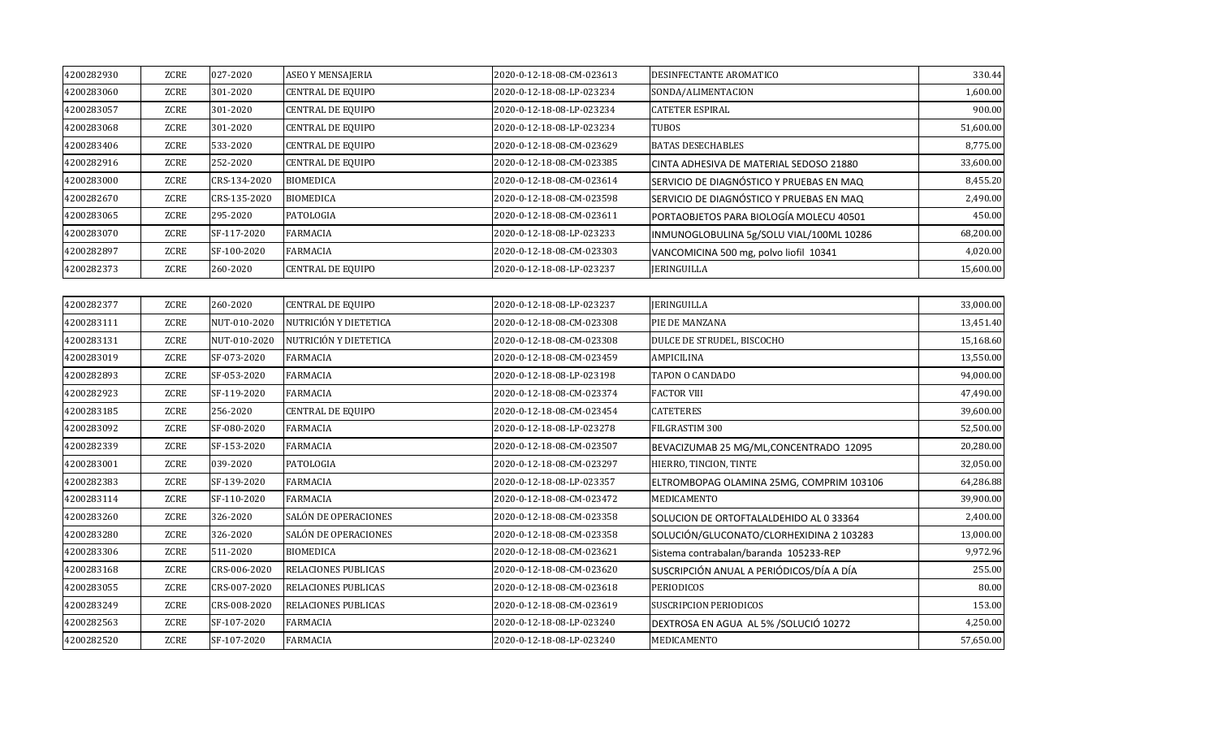| | | | | | | |
|---|---|---|---|---|---|---|
| 4200282930 | ZCRE | 027-2020 | ASEO Y MENSAJERIA | 2020-0-12-18-08-CM-023613 | DESINFECTANTE AROMATICO | 330.44 |
| 4200283060 | ZCRE | 301-2020 | CENTRAL DE EQUIPO | 2020-0-12-18-08-LP-023234 | SONDA/ALIMENTACION | 1,600.00 |
| 4200283057 | ZCRE | 301-2020 | CENTRAL DE EQUIPO | 2020-0-12-18-08-LP-023234 | CATETER ESPIRAL | 900.00 |
| 4200283068 | ZCRE | 301-2020 | CENTRAL DE EQUIPO | 2020-0-12-18-08-LP-023234 | TUBOS | 51,600.00 |
| 4200283406 | ZCRE | 533-2020 | CENTRAL DE EQUIPO | 2020-0-12-18-08-CM-023629 | BATAS DESECHABLES | 8,775.00 |
| 4200282916 | ZCRE | 252-2020 | CENTRAL DE EQUIPO | 2020-0-12-18-08-CM-023385 | CINTA ADHESIVA DE MATERIAL SEDOSO 21880 | 33,600.00 |
| 4200283000 | ZCRE | CRS-134-2020 | BIOMEDICA | 2020-0-12-18-08-CM-023614 | SERVICIO DE DIAGNÓSTICO Y PRUEBAS EN MAQ | 8,455.20 |
| 4200282670 | ZCRE | CRS-135-2020 | BIOMEDICA | 2020-0-12-18-08-CM-023598 | SERVICIO DE DIAGNÓSTICO Y PRUEBAS EN MAQ | 2,490.00 |
| 4200283065 | ZCRE | 295-2020 | PATOLOGIA | 2020-0-12-18-08-CM-023611 | PORTAOBJETOS PARA BIOLOGÍA MOLECU 40501 | 450.00 |
| 4200283070 | ZCRE | SF-117-2020 | FARMACIA | 2020-0-12-18-08-LP-023233 | INMUNOGLOBULINA 5g/SOLU VIAL/100ML 10286 | 68,200.00 |
| 4200282897 | ZCRE | SF-100-2020 | FARMACIA | 2020-0-12-18-08-CM-023303 | VANCOMICINA 500 mg, polvo liofil 10341 | 4,020.00 |
| 4200282373 | ZCRE | 260-2020 | CENTRAL DE EQUIPO | 2020-0-12-18-08-LP-023237 | JERINGUILLA | 15,600.00 |
| 4200282377 | ZCRE | 260-2020 | CENTRAL DE EQUIPO | 2020-0-12-18-08-LP-023237 | JERINGUILLA | 33,000.00 |
| 4200283111 | ZCRE | NUT-010-2020 | NUTRICIÓN Y DIETETICA | 2020-0-12-18-08-CM-023308 | PIE DE MANZANA | 13,451.40 |
| 4200283131 | ZCRE | NUT-010-2020 | NUTRICIÓN Y DIETETICA | 2020-0-12-18-08-CM-023308 | DULCE DE STRUDEL, BISCOCHO | 15,168.60 |
| 4200283019 | ZCRE | SF-073-2020 | FARMACIA | 2020-0-12-18-08-CM-023459 | AMPICILINA | 13,550.00 |
| 4200282893 | ZCRE | SF-053-2020 | FARMACIA | 2020-0-12-18-08-LP-023198 | TAPON O CANDADO | 94,000.00 |
| 4200282923 | ZCRE | SF-119-2020 | FARMACIA | 2020-0-12-18-08-CM-023374 | FACTOR VIII | 47,490.00 |
| 4200283185 | ZCRE | 256-2020 | CENTRAL DE EQUIPO | 2020-0-12-18-08-CM-023454 | CATETERES | 39,600.00 |
| 4200283092 | ZCRE | SF-080-2020 | FARMACIA | 2020-0-12-18-08-LP-023278 | FILGRASTIM 300 | 52,500.00 |
| 4200282339 | ZCRE | SF-153-2020 | FARMACIA | 2020-0-12-18-08-CM-023507 | BEVACIZUMAB 25 MG/ML,CONCENTRADO 12095 | 20,280.00 |
| 4200283001 | ZCRE | 039-2020 | PATOLOGIA | 2020-0-12-18-08-CM-023297 | HIERRO, TINCION, TINTE | 32,050.00 |
| 4200282383 | ZCRE | SF-139-2020 | FARMACIA | 2020-0-12-18-08-LP-023357 | ELTROMBOPAG OLAMINA 25MG, COMPRIM 103106 | 64,286.88 |
| 4200283114 | ZCRE | SF-110-2020 | FARMACIA | 2020-0-12-18-08-CM-023472 | MEDICAMENTO | 39,900.00 |
| 4200283260 | ZCRE | 326-2020 | SALÓN DE OPERACIONES | 2020-0-12-18-08-CM-023358 | SOLUCION DE ORTOFTALALDEHIDO AL 0 33364 | 2,400.00 |
| 4200283280 | ZCRE | 326-2020 | SALÓN DE OPERACIONES | 2020-0-12-18-08-CM-023358 | SOLUCIÓN/GLUCONATO/CLORHEXIDINA 2 103283 | 13,000.00 |
| 4200283306 | ZCRE | 511-2020 | BIOMEDICA | 2020-0-12-18-08-CM-023621 | Sistema contrabalan/baranda 105233-REP | 9,972.96 |
| 4200283168 | ZCRE | CRS-006-2020 | RELACIONES PUBLICAS | 2020-0-12-18-08-CM-023620 | SUSCRIPCIÓN ANUAL A PERIÓDICOS/DÍA A DÍA | 255.00 |
| 4200283055 | ZCRE | CRS-007-2020 | RELACIONES PUBLICAS | 2020-0-12-18-08-CM-023618 | PERIODICOS | 80.00 |
| 4200283249 | ZCRE | CRS-008-2020 | RELACIONES PUBLICAS | 2020-0-12-18-08-CM-023619 | SUSCRIPCION PERIODICOS | 153.00 |
| 4200282563 | ZCRE | SF-107-2020 | FARMACIA | 2020-0-12-18-08-LP-023240 | DEXTROSA EN AGUA AL 5% /SOLUCIÓ 10272 | 4,250.00 |
| 4200282520 | ZCRE | SF-107-2020 | FARMACIA | 2020-0-12-18-08-LP-023240 | MEDICAMENTO | 57,650.00 |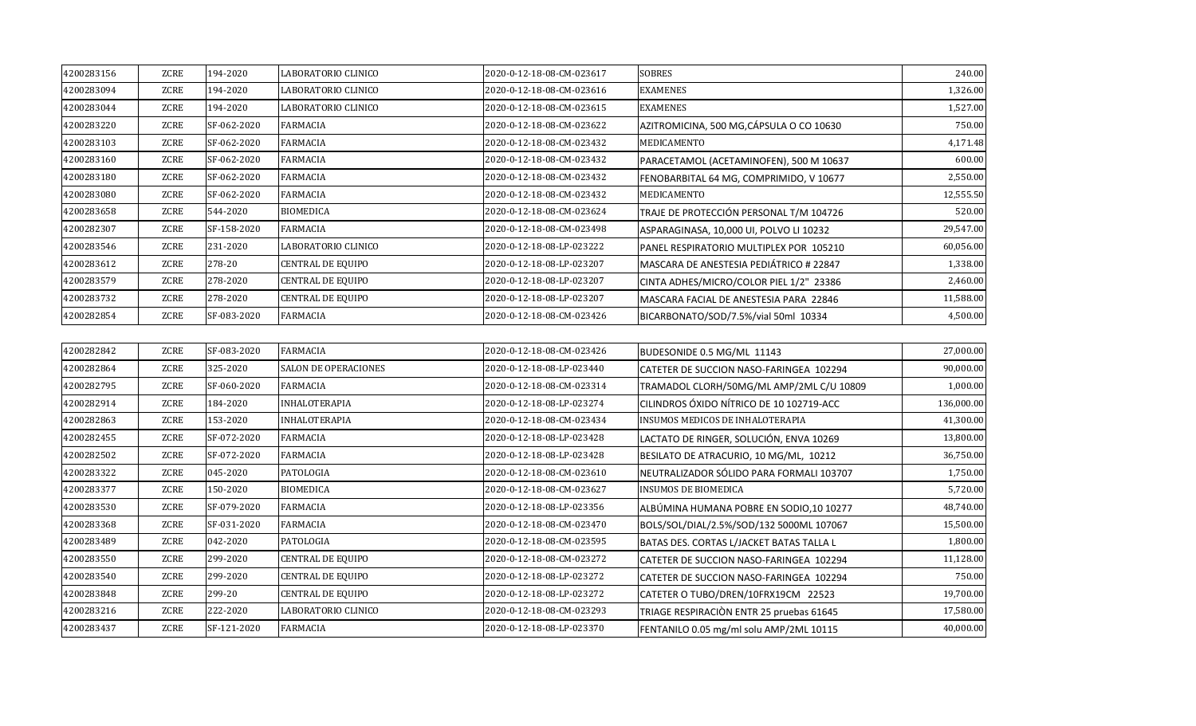| | | | | | | |
|---|---|---|---|---|---|---|
| 4200283156 | ZCRE | 194-2020 | LABORATORIO CLINICO | 2020-0-12-18-08-CM-023617 | SOBRES | 240.00 |
| 4200283094 | ZCRE | 194-2020 | LABORATORIO CLINICO | 2020-0-12-18-08-CM-023616 | EXAMENES | 1,326.00 |
| 4200283044 | ZCRE | 194-2020 | LABORATORIO CLINICO | 2020-0-12-18-08-CM-023615 | EXAMENES | 1,527.00 |
| 4200283220 | ZCRE | SF-062-2020 | FARMACIA | 2020-0-12-18-08-CM-023622 | AZITROMICINA, 500 MG,CÁPSULA O CO 10630 | 750.00 |
| 4200283103 | ZCRE | SF-062-2020 | FARMACIA | 2020-0-12-18-08-CM-023432 | MEDICAMENTO | 4,171.48 |
| 4200283160 | ZCRE | SF-062-2020 | FARMACIA | 2020-0-12-18-08-CM-023432 | PARACETAMOL (ACETAMINOFEN), 500 M 10637 | 600.00 |
| 4200283180 | ZCRE | SF-062-2020 | FARMACIA | 2020-0-12-18-08-CM-023432 | FENOBARBITAL 64 MG, COMPRIMIDO, V 10677 | 2,550.00 |
| 4200283080 | ZCRE | SF-062-2020 | FARMACIA | 2020-0-12-18-08-CM-023432 | MEDICAMENTO | 12,555.50 |
| 4200283658 | ZCRE | 544-2020 | BIOMEDICA | 2020-0-12-18-08-CM-023624 | TRAJE DE PROTECCIÓN PERSONAL T/M 104726 | 520.00 |
| 4200282307 | ZCRE | SF-158-2020 | FARMACIA | 2020-0-12-18-08-CM-023498 | ASPARAGINASA, 10,000 UI, POLVO LI 10232 | 29,547.00 |
| 4200283546 | ZCRE | 231-2020 | LABORATORIO CLINICO | 2020-0-12-18-08-LP-023222 | PANEL RESPIRATORIO MULTIPLEX POR 105210 | 60,056.00 |
| 4200283612 | ZCRE | 278-20 | CENTRAL DE EQUIPO | 2020-0-12-18-08-LP-023207 | MASCARA DE ANESTESIA PEDIÁTRICO # 22847 | 1,338.00 |
| 4200283579 | ZCRE | 278-2020 | CENTRAL DE EQUIPO | 2020-0-12-18-08-LP-023207 | CINTA ADHES/MICRO/COLOR PIEL 1/2" 23386 | 2,460.00 |
| 4200283732 | ZCRE | 278-2020 | CENTRAL DE EQUIPO | 2020-0-12-18-08-LP-023207 | MASCARA FACIAL DE ANESTESIA PARA 22846 | 11,588.00 |
| 4200282854 | ZCRE | SF-083-2020 | FARMACIA | 2020-0-12-18-08-CM-023426 | BICARBONATO/SOD/7.5%/vial 50ml 10334 | 4,500.00 |
| 4200282842 | ZCRE | SF-083-2020 | FARMACIA | 2020-0-12-18-08-CM-023426 | BUDESONIDE 0.5 MG/ML 11143 | 27,000.00 |
| 4200282864 | ZCRE | 325-2020 | SALON DE OPERACIONES | 2020-0-12-18-08-LP-023440 | CATETER DE SUCCION NASO-FARINGEA 102294 | 90,000.00 |
| 4200282795 | ZCRE | SF-060-2020 | FARMACIA | 2020-0-12-18-08-CM-023314 | TRAMADOL CLORH/50MG/ML AMP/2ML C/U 10809 | 1,000.00 |
| 4200282914 | ZCRE | 184-2020 | INHALOTERAPIA | 2020-0-12-18-08-LP-023274 | CILINDROS ÓXIDO NÍTRICO DE 10 102719-ACC | 136,000.00 |
| 4200282863 | ZCRE | 153-2020 | INHALOTERAPIA | 2020-0-12-18-08-CM-023434 | INSUMOS MEDICOS DE INHALOTERAPIA | 41,300.00 |
| 4200282455 | ZCRE | SF-072-2020 | FARMACIA | 2020-0-12-18-08-LP-023428 | LACTATO DE RINGER, SOLUCIÓN, ENVA 10269 | 13,800.00 |
| 4200282502 | ZCRE | SF-072-2020 | FARMACIA | 2020-0-12-18-08-LP-023428 | BESILATO DE ATRACURIO, 10 MG/ML, 10212 | 36,750.00 |
| 4200283322 | ZCRE | 045-2020 | PATOLOGIA | 2020-0-12-18-08-CM-023610 | NEUTRALIZADOR SÓLIDO PARA FORMALI 103707 | 1,750.00 |
| 4200283377 | ZCRE | 150-2020 | BIOMEDICA | 2020-0-12-18-08-CM-023627 | INSUMOS DE BIOMEDICA | 5,720.00 |
| 4200283530 | ZCRE | SF-079-2020 | FARMACIA | 2020-0-12-18-08-LP-023356 | ALBÚMINA HUMANA POBRE EN SODIO,10 10277 | 48,740.00 |
| 4200283368 | ZCRE | SF-031-2020 | FARMACIA | 2020-0-12-18-08-CM-023470 | BOLS/SOL/DIAL/2.5%/SOD/132 5000ML 107067 | 15,500.00 |
| 4200283489 | ZCRE | 042-2020 | PATOLOGIA | 2020-0-12-18-08-CM-023595 | BATAS DES. CORTAS L/JACKET BATAS TALLA L | 1,800.00 |
| 4200283550 | ZCRE | 299-2020 | CENTRAL DE EQUIPO | 2020-0-12-18-08-CM-023272 | CATETER DE SUCCION NASO-FARINGEA 102294 | 11,128.00 |
| 4200283540 | ZCRE | 299-2020 | CENTRAL DE EQUIPO | 2020-0-12-18-08-LP-023272 | CATETER DE SUCCION NASO-FARINGEA 102294 | 750.00 |
| 4200283848 | ZCRE | 299-20 | CENTRAL DE EQUIPO | 2020-0-12-18-08-LP-023272 | CATETER O TUBO/DREN/10FRX19CM 22523 | 19,700.00 |
| 4200283216 | ZCRE | 222-2020 | LABORATORIO CLINICO | 2020-0-12-18-08-CM-023293 | TRIAGE RESPIRACIÒN ENTR 25 pruebas 61645 | 17,580.00 |
| 4200283437 | ZCRE | SF-121-2020 | FARMACIA | 2020-0-12-18-08-LP-023370 | FENTANILO 0.05 mg/ml solu AMP/2ML 10115 | 40,000.00 |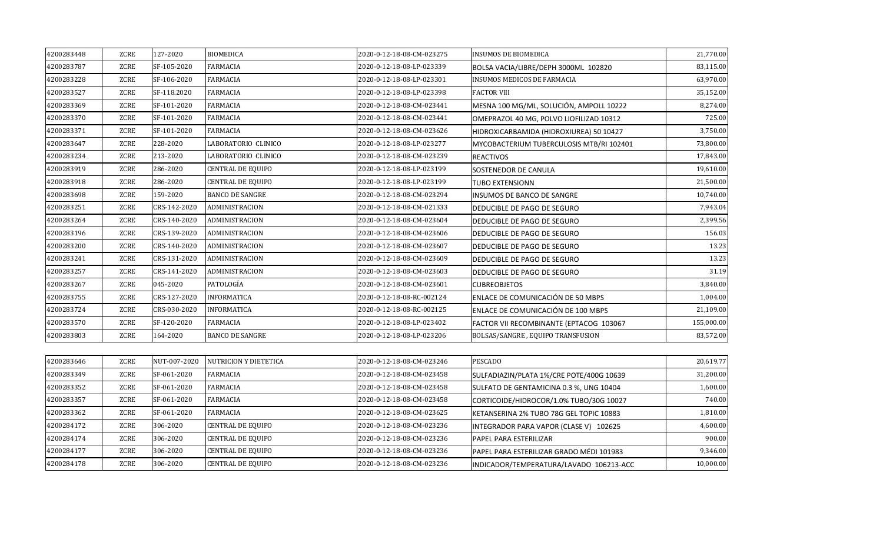| | | | | | | |
|---|---|---|---|---|---|---|
| 4200283448 | ZCRE | 127-2020 | BIOMEDICA | 2020-0-12-18-08-CM-023275 | INSUMOS DE BIOMEDICA | 21,770.00 |
| 4200283787 | ZCRE | SF-105-2020 | FARMACIA | 2020-0-12-18-08-LP-023339 | BOLSA VACIA/LIBRE/DEPH 3000ML 102820 | 83,115.00 |
| 4200283228 | ZCRE | SF-106-2020 | FARMACIA | 2020-0-12-18-08-LP-023301 | INSUMOS MEDICOS DE FARMACIA | 63,970.00 |
| 4200283527 | ZCRE | SF-118.2020 | FARMACIA | 2020-0-12-18-08-LP-023398 | FACTOR VIII | 35,152.00 |
| 4200283369 | ZCRE | SF-101-2020 | FARMACIA | 2020-0-12-18-08-CM-023441 | MESNA 100 MG/ML, SOLUCIÓN, AMPOLL 10222 | 8,274.00 |
| 4200283370 | ZCRE | SF-101-2020 | FARMACIA | 2020-0-12-18-08-CM-023441 | OMEPRAZOL 40 MG, POLVO LIOFILIZAD 10312 | 725.00 |
| 4200283371 | ZCRE | SF-101-2020 | FARMACIA | 2020-0-12-18-08-CM-023626 | HIDROXICARBAMIDA (HIDROXIUREA) 50 10427 | 3,750.00 |
| 4200283647 | ZCRE | 228-2020 | LABORATORIO CLINICO | 2020-0-12-18-08-LP-023277 | MYCOBACTERIUM TUBERCULOSIS MTB/RI 102401 | 73,800.00 |
| 4200283234 | ZCRE | 213-2020 | LABORATORIO CLINICO | 2020-0-12-18-08-CM-023239 | REACTIVOS | 17,843.00 |
| 4200283919 | ZCRE | 286-2020 | CENTRAL DE EQUIPO | 2020-0-12-18-08-LP-023199 | SOSTENEDOR DE CANULA | 19,610.00 |
| 4200283918 | ZCRE | 286-2020 | CENTRAL DE EQUIPO | 2020-0-12-18-08-LP-023199 | TUBO EXTENSIONN | 21,500.00 |
| 4200283698 | ZCRE | 159-2020 | BANCO DE SANGRE | 2020-0-12-18-08-CM-023294 | INSUMOS DE BANCO DE SANGRE | 10,740.00 |
| 4200283251 | ZCRE | CRS-142-2020 | ADMINISTRACION | 2020-0-12-18-08-CM-021333 | DEDUCIBLE DE PAGO DE SEGURO | 7,943.04 |
| 4200283264 | ZCRE | CRS-140-2020 | ADMINISTRACION | 2020-0-12-18-08-CM-023604 | DEDUCIBLE DE PAGO DE SEGURO | 2,399.56 |
| 4200283196 | ZCRE | CRS-139-2020 | ADMINISTRACION | 2020-0-12-18-08-CM-023606 | DEDUCIBLE DE PAGO DE SEGURO | 156.03 |
| 4200283200 | ZCRE | CRS-140-2020 | ADMINISTRACION | 2020-0-12-18-08-CM-023607 | DEDUCIBLE DE PAGO DE SEGURO | 13.23 |
| 4200283241 | ZCRE | CRS-131-2020 | ADMINISTRACION | 2020-0-12-18-08-CM-023609 | DEDUCIBLE DE PAGO DE SEGURO | 13.23 |
| 4200283257 | ZCRE | CRS-141-2020 | ADMINISTRACION | 2020-0-12-18-08-CM-023603 | DEDUCIBLE DE PAGO DE SEGURO | 31.19 |
| 4200283267 | ZCRE | 045-2020 | PATOLOGÍA | 2020-0-12-18-08-CM-023601 | CUBREOBJETOS | 3,840.00 |
| 4200283755 | ZCRE | CRS-127-2020 | INFORMATICA | 2020-0-12-18-08-RC-002124 | ENLACE DE COMUNICACIÓN DE 50 MBPS | 1,004.00 |
| 4200283724 | ZCRE | CRS-030-2020 | INFORMATICA | 2020-0-12-18-08-RC-002125 | ENLACE DE COMUNICACIÓN DE 100 MBPS | 21,109.00 |
| 4200283570 | ZCRE | SF-120-2020 | FARMACIA | 2020-0-12-18-08-LP-023402 | FACTOR VII RECOMBINANTE (EPTACOG 103067 | 155,000.00 |
| 4200283803 | ZCRE | 164-2020 | BANCO DE SANGRE | 2020-0-12-18-08-LP-023206 | BOLSAS/SANGRE , EQUIPO TRANSFUSION | 83,572.00 |

| | | | | | | |
|---|---|---|---|---|---|---|
| 4200283646 | ZCRE | NUT-007-2020 | NUTRICION Y DIETETICA | 2020-0-12-18-08-CM-023246 | PESCADO | 20,619.77 |
| 4200283349 | ZCRE | SF-061-2020 | FARMACIA | 2020-0-12-18-08-CM-023458 | SULFADIAZIN/PLATA 1%/CRE POTE/400G 10639 | 31,200.00 |
| 4200283352 | ZCRE | SF-061-2020 | FARMACIA | 2020-0-12-18-08-CM-023458 | SULFATO DE GENTAMICINA 0.3 %, UNG 10404 | 1,600.00 |
| 4200283357 | ZCRE | SF-061-2020 | FARMACIA | 2020-0-12-18-08-CM-023458 | CORTICOIDE/HIDROCOR/1.0% TUBO/30G 10027 | 740.00 |
| 4200283362 | ZCRE | SF-061-2020 | FARMACIA | 2020-0-12-18-08-CM-023625 | KETANSERINA 2% TUBO 78G GEL TOPIC 10883 | 1,810.00 |
| 4200284172 | ZCRE | 306-2020 | CENTRAL DE EQUIPO | 2020-0-12-18-08-CM-023236 | INTEGRADOR PARA VAPOR (CLASE V) 102625 | 4,600.00 |
| 4200284174 | ZCRE | 306-2020 | CENTRAL DE EQUIPO | 2020-0-12-18-08-CM-023236 | PAPEL PARA ESTERILIZAR | 900.00 |
| 4200284177 | ZCRE | 306-2020 | CENTRAL DE EQUIPO | 2020-0-12-18-08-CM-023236 | PAPEL PARA ESTERILIZAR GRADO MÉDI 101983 | 9,346.00 |
| 4200284178 | ZCRE | 306-2020 | CENTRAL DE EQUIPO | 2020-0-12-18-08-CM-023236 | INDICADOR/TEMPERATURA/LAVADO 106213-ACC | 10,000.00 |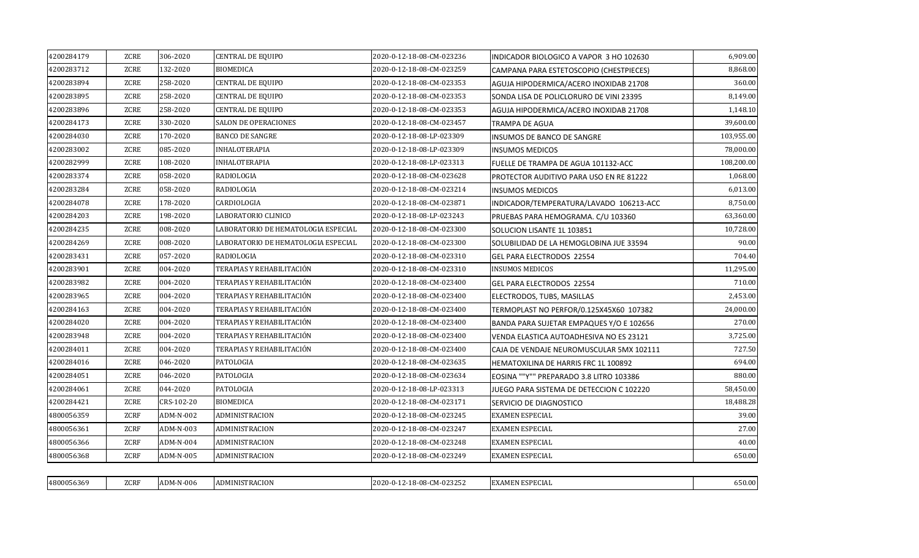| | | | | | | |
|---|---|---|---|---|---|---|
| 4200284179 | ZCRE | 306-2020 | CENTRAL DE EQUIPO | 2020-0-12-18-08-CM-023236 | INDICADOR BIOLOGICO A VAPOR 3 HO 102630 | 6,909.00 |
| 4200283712 | ZCRE | 132-2020 | BIOMEDICA | 2020-0-12-18-08-CM-023259 | CAMPANA PARA ESTETOSCOPIO (CHESTPIECES) | 8,868.00 |
| 4200283894 | ZCRE | 258-2020 | CENTRAL DE EQUIPO | 2020-0-12-18-08-CM-023353 | AGUJA HIPODERMICA/ACERO INOXIDAB 21708 | 360.00 |
| 4200283895 | ZCRE | 258-2020 | CENTRAL DE EQUIPO | 2020-0-12-18-08-CM-023353 | SONDA LISA DE POLICLORURO DE VINI 23395 | 8,149.00 |
| 4200283896 | ZCRE | 258-2020 | CENTRAL DE EQUIPO | 2020-0-12-18-08-CM-023353 | AGUJA HIPODERMICA/ACERO INOXIDAB 21708 | 1,148.10 |
| 4200284173 | ZCRE | 330-2020 | SALON DE OPERACIONES | 2020-0-12-18-08-CM-023457 | TRAMPA DE AGUA | 39,600.00 |
| 4200284030 | ZCRE | 170-2020 | BANCO DE SANGRE | 2020-0-12-18-08-LP-023309 | INSUMOS DE BANCO DE SANGRE | 103,955.00 |
| 4200283002 | ZCRE | 085-2020 | INHALOTERAPIA | 2020-0-12-18-08-LP-023309 | INSUMOS MEDICOS | 78,000.00 |
| 4200282999 | ZCRE | 108-2020 | INHALOTERAPIA | 2020-0-12-18-08-LP-023313 | FUELLE DE TRAMPA DE AGUA 101132-ACC | 108,200.00 |
| 4200283374 | ZCRE | 058-2020 | RADIOLOGIA | 2020-0-12-18-08-CM-023628 | PROTECTOR AUDITIVO PARA USO EN RE 81222 | 1,068.00 |
| 4200283284 | ZCRE | 058-2020 | RADIOLOGIA | 2020-0-12-18-08-CM-023214 | INSUMOS MEDICOS | 6,013.00 |
| 4200284078 | ZCRE | 178-2020 | CARDIOLOGIA | 2020-0-12-18-08-CM-023871 | INDICADOR/TEMPERATURA/LAVADO 106213-ACC | 8,750.00 |
| 4200284203 | ZCRE | 198-2020 | LABORATORIO CLINICO | 2020-0-12-18-08-LP-023243 | PRUEBAS PARA HEMOGRAMA. C/U 103360 | 63,360.00 |
| 4200284235 | ZCRE | 008-2020 | LABORATORIO DE HEMATOLOGIA ESPECIAL | 2020-0-12-18-08-CM-023300 | SOLUCION LISANTE 1L 103851 | 10,728.00 |
| 4200284269 | ZCRE | 008-2020 | LABORATORIO DE HEMATOLOGIA ESPECIAL | 2020-0-12-18-08-CM-023300 | SOLUBILIDAD DE LA HEMOGLOBINA JUE 33594 | 90.00 |
| 4200283431 | ZCRE | 057-2020 | RADIOLOGIA | 2020-0-12-18-08-CM-023310 | GEL PARA ELECTRODOS 22554 | 704.40 |
| 4200283901 | ZCRE | 004-2020 | TERAPIAS Y REHABILITACIÓN | 2020-0-12-18-08-CM-023310 | INSUMOS MEDICOS | 11,295.00 |
| 4200283982 | ZCRE | 004-2020 | TERAPIAS Y REHABILITACIÓN | 2020-0-12-18-08-CM-023400 | GEL PARA ELECTRODOS 22554 | 710.00 |
| 4200283965 | ZCRE | 004-2020 | TERAPIAS Y REHABILITACIÓN | 2020-0-12-18-08-CM-023400 | ELECTRODOS, TUBS, MASILLAS | 2,453.00 |
| 4200284163 | ZCRE | 004-2020 | TERAPIAS Y REHABILITACIÓN | 2020-0-12-18-08-CM-023400 | TERMOPLAST NO PERFOR/0.125X45X60 107382 | 24,000.00 |
| 4200284020 | ZCRE | 004-2020 | TERAPIAS Y REHABILITACIÓN | 2020-0-12-18-08-CM-023400 | BANDA PARA SUJETAR EMPAQUES Y/O E 102656 | 270.00 |
| 4200283948 | ZCRE | 004-2020 | TERAPIAS Y REHABILITACIÓN | 2020-0-12-18-08-CM-023400 | VENDA ELASTICA AUTOADHESIVA NO ES 23121 | 3,725.00 |
| 4200284011 | ZCRE | 004-2020 | TERAPIAS Y REHABILITACIÓN | 2020-0-12-18-08-CM-023400 | CAJA DE VENDAJE NEUROMUSCULAR 5MX 102111 | 727.50 |
| 4200284016 | ZCRE | 046-2020 | PATOLOGIA | 2020-0-12-18-08-CM-023635 | HEMATOXILINA DE HARRIS FRC 1L 100892 | 694.00 |
| 4200284051 | ZCRE | 046-2020 | PATOLOGIA | 2020-0-12-18-08-CM-023634 | EOSINA ""Y"" PREPARADO 3.8 LITRO 103386 | 880.00 |
| 4200284061 | ZCRE | 044-2020 | PATOLOGIA | 2020-0-12-18-08-LP-023313 | JUEGO PARA SISTEMA DE DETECCION C 102220 | 58,450.00 |
| 4200284421 | ZCRE | CRS-102-20 | BIOMEDICA | 2020-0-12-18-08-CM-023171 | SERVICIO DE DIAGNOSTICO | 18,488.28 |
| 4800056359 | ZCRF | ADM-N-002 | ADMINISTRACION | 2020-0-12-18-08-CM-023245 | EXAMEN ESPECIAL | 39.00 |
| 4800056361 | ZCRF | ADM-N-003 | ADMINISTRACION | 2020-0-12-18-08-CM-023247 | EXAMEN ESPECIAL | 27.00 |
| 4800056366 | ZCRF | ADM-N-004 | ADMINISTRACION | 2020-0-12-18-08-CM-023248 | EXAMEN ESPECIAL | 40.00 |
| 4800056368 | ZCRF | ADM-N-005 | ADMINISTRACION | 2020-0-12-18-08-CM-023249 | EXAMEN ESPECIAL | 650.00 |
| 4800056369 | ZCRF | ADM-N-006 | ADMINISTRACION | 2020-0-12-18-08-CM-023252 | EXAMEN ESPECIAL | 650.00 |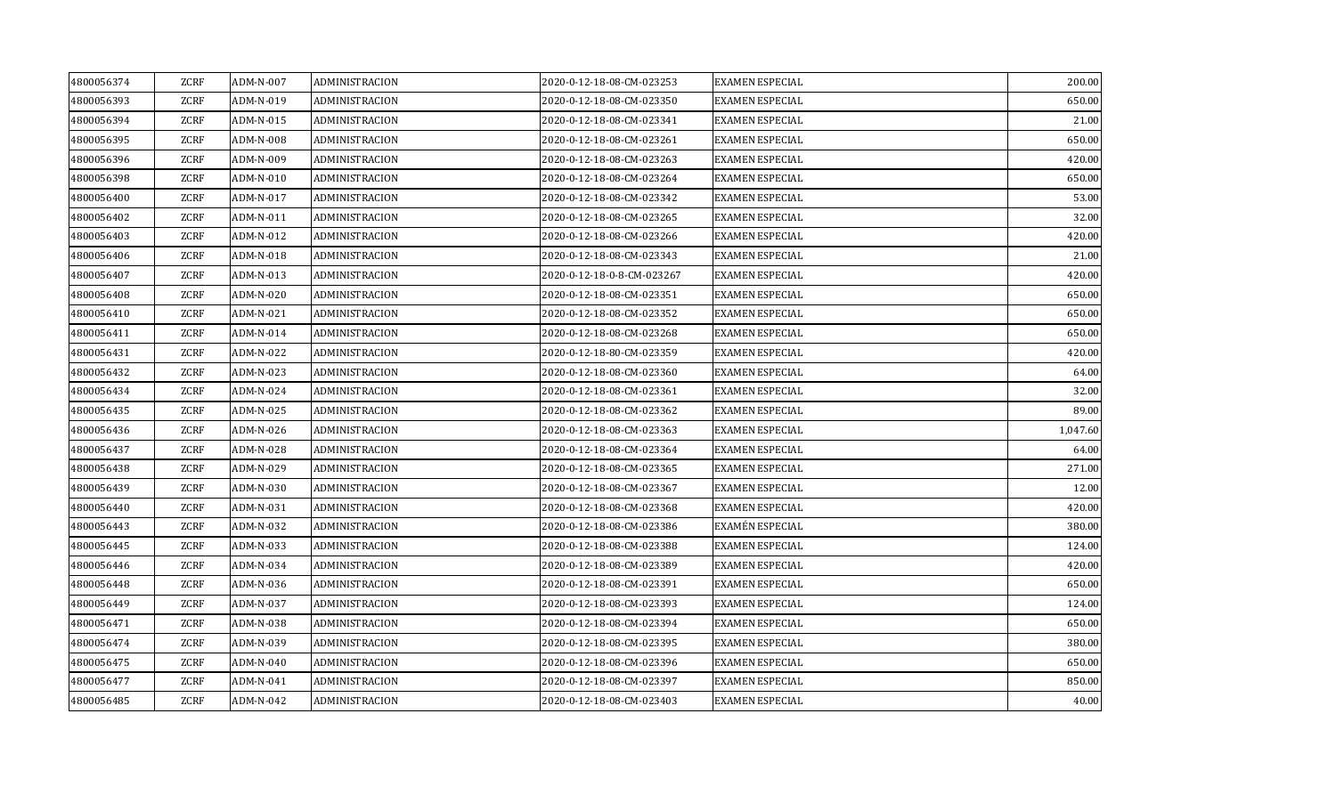| | | | | | | |
|---|---|---|---|---|---|---|
| 4800056374 | ZCRF | ADM-N-007 | ADMINISTRACION | 2020-0-12-18-08-CM-023253 | EXAMEN ESPECIAL | 200.00 |
| 4800056393 | ZCRF | ADM-N-019 | ADMINISTRACION | 2020-0-12-18-08-CM-023350 | EXAMEN ESPECIAL | 650.00 |
| 4800056394 | ZCRF | ADM-N-015 | ADMINISTRACION | 2020-0-12-18-08-CM-023341 | EXAMEN ESPECIAL | 21.00 |
| 4800056395 | ZCRF | ADM-N-008 | ADMINISTRACION | 2020-0-12-18-08-CM-023261 | EXAMEN ESPECIAL | 650.00 |
| 4800056396 | ZCRF | ADM-N-009 | ADMINISTRACION | 2020-0-12-18-08-CM-023263 | EXAMEN ESPECIAL | 420.00 |
| 4800056398 | ZCRF | ADM-N-010 | ADMINISTRACION | 2020-0-12-18-08-CM-023264 | EXAMEN ESPECIAL | 650.00 |
| 4800056400 | ZCRF | ADM-N-017 | ADMINISTRACION | 2020-0-12-18-08-CM-023342 | EXAMEN ESPECIAL | 53.00 |
| 4800056402 | ZCRF | ADM-N-011 | ADMINISTRACION | 2020-0-12-18-08-CM-023265 | EXAMEN ESPECIAL | 32.00 |
| 4800056403 | ZCRF | ADM-N-012 | ADMINISTRACION | 2020-0-12-18-08-CM-023266 | EXAMEN ESPECIAL | 420.00 |
| 4800056406 | ZCRF | ADM-N-018 | ADMINISTRACION | 2020-0-12-18-08-CM-023343 | EXAMEN ESPECIAL | 21.00 |
| 4800056407 | ZCRF | ADM-N-013 | ADMINISTRACION | 2020-0-12-18-0-8-CM-023267 | EXAMEN ESPECIAL | 420.00 |
| 4800056408 | ZCRF | ADM-N-020 | ADMINISTRACION | 2020-0-12-18-08-CM-023351 | EXAMEN ESPECIAL | 650.00 |
| 4800056410 | ZCRF | ADM-N-021 | ADMINISTRACION | 2020-0-12-18-08-CM-023352 | EXAMEN ESPECIAL | 650.00 |
| 4800056411 | ZCRF | ADM-N-014 | ADMINISTRACION | 2020-0-12-18-08-CM-023268 | EXAMEN ESPECIAL | 650.00 |
| 4800056431 | ZCRF | ADM-N-022 | ADMINISTRACION | 2020-0-12-18-80-CM-023359 | EXAMEN ESPECIAL | 420.00 |
| 4800056432 | ZCRF | ADM-N-023 | ADMINISTRACION | 2020-0-12-18-08-CM-023360 | EXAMEN ESPECIAL | 64.00 |
| 4800056434 | ZCRF | ADM-N-024 | ADMINISTRACION | 2020-0-12-18-08-CM-023361 | EXAMEN ESPECIAL | 32.00 |
| 4800056435 | ZCRF | ADM-N-025 | ADMINISTRACION | 2020-0-12-18-08-CM-023362 | EXAMEN ESPECIAL | 89.00 |
| 4800056436 | ZCRF | ADM-N-026 | ADMINISTRACION | 2020-0-12-18-08-CM-023363 | EXAMEN ESPECIAL | 1,047.60 |
| 4800056437 | ZCRF | ADM-N-028 | ADMINISTRACION | 2020-0-12-18-08-CM-023364 | EXAMEN ESPECIAL | 64.00 |
| 4800056438 | ZCRF | ADM-N-029 | ADMINISTRACION | 2020-0-12-18-08-CM-023365 | EXAMEN ESPECIAL | 271.00 |
| 4800056439 | ZCRF | ADM-N-030 | ADMINISTRACION | 2020-0-12-18-08-CM-023367 | EXAMEN ESPECIAL | 12.00 |
| 4800056440 | ZCRF | ADM-N-031 | ADMINISTRACION | 2020-0-12-18-08-CM-023368 | EXAMEN ESPECIAL | 420.00 |
| 4800056443 | ZCRF | ADM-N-032 | ADMINISTRACION | 2020-0-12-18-08-CM-023386 | EXAMÉN ESPECIAL | 380.00 |
| 4800056445 | ZCRF | ADM-N-033 | ADMINISTRACION | 2020-0-12-18-08-CM-023388 | EXAMEN ESPECIAL | 124.00 |
| 4800056446 | ZCRF | ADM-N-034 | ADMINISTRACION | 2020-0-12-18-08-CM-023389 | EXAMEN ESPECIAL | 420.00 |
| 4800056448 | ZCRF | ADM-N-036 | ADMINISTRACION | 2020-0-12-18-08-CM-023391 | EXAMEN ESPECIAL | 650.00 |
| 4800056449 | ZCRF | ADM-N-037 | ADMINISTRACION | 2020-0-12-18-08-CM-023393 | EXAMEN ESPECIAL | 124.00 |
| 4800056471 | ZCRF | ADM-N-038 | ADMINISTRACION | 2020-0-12-18-08-CM-023394 | EXAMEN ESPECIAL | 650.00 |
| 4800056474 | ZCRF | ADM-N-039 | ADMINISTRACION | 2020-0-12-18-08-CM-023395 | EXAMEN ESPECIAL | 380.00 |
| 4800056475 | ZCRF | ADM-N-040 | ADMINISTRACION | 2020-0-12-18-08-CM-023396 | EXAMEN ESPECIAL | 650.00 |
| 4800056477 | ZCRF | ADM-N-041 | ADMINISTRACION | 2020-0-12-18-08-CM-023397 | EXAMEN ESPECIAL | 850.00 |
| 4800056485 | ZCRF | ADM-N-042 | ADMINISTRACION | 2020-0-12-18-08-CM-023403 | EXAMEN ESPECIAL | 40.00 |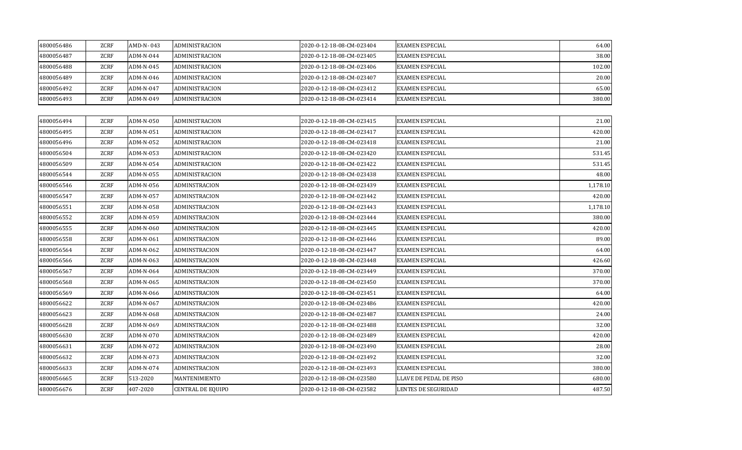| | | | | | | |
|---|---|---|---|---|---|---|
| 4800056486 | ZCRF | AMD-N- 043 | ADMINISTRACION | 2020-0-12-18-08-CM-023404 | EXAMEN ESPECIAL | 64.00 |
| 4800056487 | ZCRF | ADM-N-044 | ADMINISTRACION | 2020-0-12-18-08-CM-023405 | EXAMEN ESPECIAL | 38.00 |
| 4800056488 | ZCRF | ADM-N-045 | ADMINISTRACION | 2020-0-12-18-08-CM-023406 | EXAMEN ESPECIAL | 102.00 |
| 4800056489 | ZCRF | ADM-N-046 | ADMINISTRACION | 2020-0-12-18-08-CM-023407 | EXAMEN ESPECIAL | 20.00 |
| 4800056492 | ZCRF | ADM-N-047 | ADMINISTRACION | 2020-0-12-18-08-CM-023412 | EXAMEN ESPECIAL | 65.00 |
| 4800056493 | ZCRF | ADM-N-049 | ADMINISTRACION | 2020-0-12-18-08-CM-023414 | EXAMEN ESPECIAL | 380.00 |
| 4800056494 | ZCRF | ADM-N-050 | ADMINISTRACION | 2020-0-12-18-08-CM-023415 | EXAMEN ESPECIAL | 21.00 |
| 4800056495 | ZCRF | ADM-N-051 | ADMINISTRACION | 2020-0-12-18-08-CM-023417 | EXAMEN ESPECIAL | 420.00 |
| 4800056496 | ZCRF | ADM-N-052 | ADMINISTRACION | 2020-0-12-18-08-CM-023418 | EXAMEN ESPECIAL | 21.00 |
| 4800056504 | ZCRF | ADM-N-053 | ADMINISTRACION | 2020-0-12-18-08-CM-023420 | EXAMEN ESPECIAL | 531.45 |
| 4800056509 | ZCRF | ADM-N-054 | ADMINISTRACION | 2020-0-12-18-08-CM-023422 | EXAMEN ESPECIAL | 531.45 |
| 4800056544 | ZCRF | ADM-N-055 | ADMINISTRACION | 2020-0-12-18-08-CM-023438 | EXAMEN ESPECIAL | 48.00 |
| 4800056546 | ZCRF | ADM-N-056 | ADMINSTRACION | 2020-0-12-18-08-CM-023439 | EXAMEN ESPECIAL | 1,178.10 |
| 4800056547 | ZCRF | ADM-N-057 | ADMINSTRACION | 2020-0-12-18-08-CM-023442 | EXAMEN ESPECIAL | 420.00 |
| 4800056551 | ZCRF | ADM-N-058 | ADMINSTRACION | 2020-0-12-18-08-CM-023443 | EXAMEN ESPECIAL | 1,178.10 |
| 4800056552 | ZCRF | ADM-N-059 | ADMINSTRACION | 2020-0-12-18-08-CM-023444 | EXAMEN ESPECIAL | 380.00 |
| 4800056555 | ZCRF | ADM-N-060 | ADMINSTRACION | 2020-0-12-18-08-CM-023445 | EXAMEN ESPECIAL | 420.00 |
| 4800056558 | ZCRF | ADM-N-061 | ADMINSTRACION | 2020-0-12-18-08-CM-023446 | EXAMEN ESPECIAL | 89.00 |
| 4800056564 | ZCRF | ADM-N-062 | ADMINSTRACION | 2020-0-12-18-08-CM-023447 | EXAMEN ESPECIAL | 64.00 |
| 4800056566 | ZCRF | ADM-N-063 | ADMINSTRACION | 2020-0-12-18-08-CM-023448 | EXAMEN ESPECIAL | 426.60 |
| 4800056567 | ZCRF | ADM-N-064 | ADMINSTRACION | 2020-0-12-18-08-CM-023449 | EXAMEN ESPECIAL | 370.00 |
| 4800056568 | ZCRF | ADM-N-065 | ADMINSTRACION | 2020-0-12-18-08-CM-023450 | EXAMEN ESPECIAL | 370.00 |
| 4800056569 | ZCRF | ADM-N-066 | ADMINSTRACION | 2020-0-12-18-08-CM-023451 | EXAMEN ESPECIAL | 64.00 |
| 4800056622 | ZCRF | ADM-N-067 | ADMINSTRACION | 2020-0-12-18-08-CM-023486 | EXAMEN ESPECIAL | 420.00 |
| 4800056623 | ZCRF | ADM-N-068 | ADMINSTRACION | 2020-0-12-18-08-CM-023487 | EXAMEN ESPECIAL | 24.00 |
| 4800056628 | ZCRF | ADM-N-069 | ADMINSTRACION | 2020-0-12-18-08-CM-023488 | EXAMEN ESPECIAL | 32.00 |
| 4800056630 | ZCRF | ADM-N-070 | ADMINSTRACION | 2020-0-12-18-08-CM-023489 | EXAMEN ESPECIAL | 420.00 |
| 4800056631 | ZCRF | ADM-N-072 | ADMINSTRACION | 2020-0-12-18-08-CM-023490 | EXAMEN ESPECIAL | 28.00 |
| 4800056632 | ZCRF | ADM-N-073 | ADMINSTRACION | 2020-0-12-18-08-CM-023492 | EXAMEN ESPECIAL | 32.00 |
| 4800056633 | ZCRF | ADM-N-074 | ADMINSTRACION | 2020-0-12-18-08-CM-023493 | EXAMEN ESPECIAL | 380.00 |
| 4800056665 | ZCRF | 513-2020 | MANTENIMIENTO | 2020-0-12-18-08-CM-023580 | LLAVE DE PEDAL DE PISO | 680.00 |
| 4800056676 | ZCRF | 407-2020 | CENTRAL DE EQUIPO | 2020-0-12-18-08-CM-023582 | LENTES DE SEGURIDAD | 487.50 |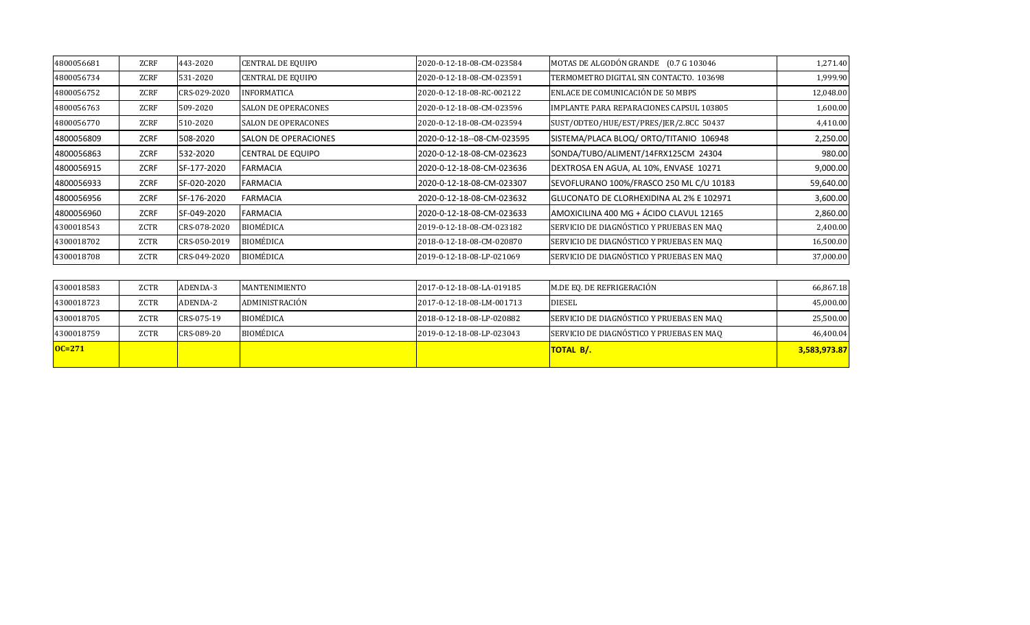| | | | | | | |
|---|---|---|---|---|---|---|
| 4800056681 | ZCRF | 443-2020 | CENTRAL DE EQUIPO | 2020-0-12-18-08-CM-023584 | MOTAS DE ALGODÓN GRANDE (0.7 G 103046 | 1,271.40 |
| 4800056734 | ZCRF | 531-2020 | CENTRAL DE EQUIPO | 2020-0-12-18-08-CM-023591 | TERMOMETRO DIGITAL SIN CONTACTO. 103698 | 1,999.90 |
| 4800056752 | ZCRF | CRS-029-2020 | INFORMATICA | 2020-0-12-18-08-RC-002122 | ENLACE DE COMUNICACIÓN DE 50 MBPS | 12,048.00 |
| 4800056763 | ZCRF | 509-2020 | SALON DE OPERACONES | 2020-0-12-18-08-CM-023596 | IMPLANTE PARA REPARACIONES CAPSUL 103805 | 1,600.00 |
| 4800056770 | ZCRF | 510-2020 | SALON DE OPERACONES | 2020-0-12-18-08-CM-023594 | SUST/ODTEO/HUE/EST/PRES/JER/2.8CC 50437 | 4,410.00 |
| 4800056809 | ZCRF | 508-2020 | SALON DE OPERACIONES | 2020-0-12-18--08-CM-023595 | SISTEMA/PLACA BLOQ/ ORTO/TITANIO 106948 | 2,250.00 |
| 4800056863 | ZCRF | 532-2020 | CENTRAL DE EQUIPO | 2020-0-12-18-08-CM-023623 | SONDA/TUBO/ALIMENT/14FRX125CM 24304 | 980.00 |
| 4800056915 | ZCRF | SF-177-2020 | FARMACIA | 2020-0-12-18-08-CM-023636 | DEXTROSA EN AGUA, AL 10%, ENVASE 10271 | 9,000.00 |
| 4800056933 | ZCRF | SF-020-2020 | FARMACIA | 2020-0-12-18-08-CM-023307 | SEVOFLURANO 100%/FRASCO 250 ML C/U 10183 | 59,640.00 |
| 4800056956 | ZCRF | SF-176-2020 | FARMACIA | 2020-0-12-18-08-CM-023632 | GLUCONATO DE CLORHEXIDINA AL 2% E 102971 | 3,600.00 |
| 4800056960 | ZCRF | SF-049-2020 | FARMACIA | 2020-0-12-18-08-CM-023633 | AMOXICILINA 400 MG + ÁCIDO CLAVUL 12165 | 2,860.00 |
| 4300018543 | ZCTR | CRS-078-2020 | BIOMÉDICA | 2019-0-12-18-08-CM-023182 | SERVICIO DE DIAGNÓSTICO Y PRUEBAS EN MAQ | 2,400.00 |
| 4300018702 | ZCTR | CRS-050-2019 | BIOMÉDICA | 2018-0-12-18-08-CM-020870 | SERVICIO DE DIAGNÓSTICO Y PRUEBAS EN MAQ | 16,500.00 |
| 4300018708 | ZCTR | CRS-049-2020 | BIOMÉDICA | 2019-0-12-18-08-LP-021069 | SERVICIO DE DIAGNÓSTICO Y PRUEBAS EN MAQ | 37,000.00 |

| | | | | | | |
|---|---|---|---|---|---|---|
| 4300018583 | ZCTR | ADENDA-3 | MANTENIMIENTO | 2017-0-12-18-08-LA-019185 | M.DE EQ. DE REFRIGERACIÓN | 66,867.18 |
| 4300018723 | ZCTR | ADENDA-2 | ADMINISTRACIÓN | 2017-0-12-18-08-LM-001713 | DIESEL | 45,000.00 |
| 4300018705 | ZCTR | CRS-075-19 | BIOMÉDICA | 2018-0-12-18-08-LP-020882 | SERVICIO DE DIAGNÓSTICO Y PRUEBAS EN MAQ | 25,500.00 |
| 4300018759 | ZCTR | CRS-089-20 | BIOMÉDICA | 2019-0-12-18-08-LP-023043 | SERVICIO DE DIAGNÓSTICO Y PRUEBAS EN MAQ | 46,400.04 |
| **OC=271** | | | | | **TOTAL B/.** | **3,583,973.87** |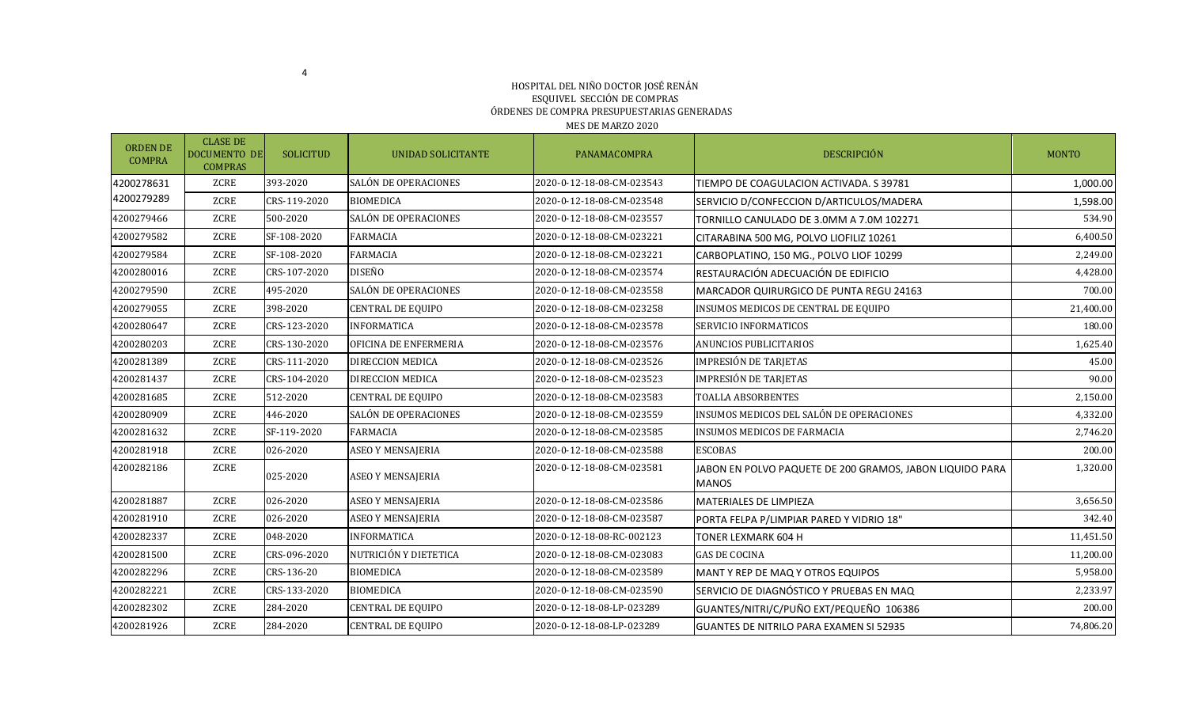HOSPITAL DEL NIÑO DOCTOR JOSÉ RENÁN ESQUIVEL SECCIÓN DE COMPRAS

ÓRDENES DE COMPRA PRESUPUESTARIAS GENERADAS

MES DE MARZO 2020

| ORDEN DE COMPRA | CLASE DE DOCUMENTO DE COMPRAS | SOLICITUD | UNIDAD SOLICITANTE | PANAMACOMPRA | DESCRIPCIÓN | MONTO |
|---|---|---|---|---|---|---|
| 4200278631 | ZCRE | 393-2020 | SALÓN DE OPERACIONES | 2020-0-12-18-08-CM-023543 | TIEMPO DE COAGULACION ACTIVADA. S 39781 | 1,000.00 |
| 4200279289 | ZCRE | CRS-119-2020 | BIOMEDICA | 2020-0-12-18-08-CM-023548 | SERVICIO D/CONFECCION D/ARTICULOS/MADERA | 1,598.00 |
| 4200279466 | ZCRE | 500-2020 | SALÓN DE OPERACIONES | 2020-0-12-18-08-CM-023557 | TORNILLO CANULADO DE 3.0MM A 7.0M 102271 | 534.90 |
| 4200279582 | ZCRE | SF-108-2020 | FARMACIA | 2020-0-12-18-08-CM-023221 | CITARABINA 500 MG, POLVO LIOFILIZ 10261 | 6,400.50 |
| 4200279584 | ZCRE | SF-108-2020 | FARMACIA | 2020-0-12-18-08-CM-023221 | CARBOPLATINO, 150 MG., POLVO LIOF 10299 | 2,249.00 |
| 4200280016 | ZCRE | CRS-107-2020 | DISEÑO | 2020-0-12-18-08-CM-023574 | RESTAURACIÓN ADECUACIÓN DE EDIFICIO | 4,428.00 |
| 4200279590 | ZCRE | 495-2020 | SALÓN DE OPERACIONES | 2020-0-12-18-08-CM-023558 | MARCADOR QUIRURGICO DE PUNTA REGU 24163 | 700.00 |
| 4200279055 | ZCRE | 398-2020 | CENTRAL DE EQUIPO | 2020-0-12-18-08-CM-023258 | INSUMOS MEDICOS DE CENTRAL DE EQUIPO | 21,400.00 |
| 4200280647 | ZCRE | CRS-123-2020 | INFORMATICA | 2020-0-12-18-08-CM-023578 | SERVICIO INFORMATICOS | 180.00 |
| 4200280203 | ZCRE | CRS-130-2020 | OFICINA DE ENFERMERIA | 2020-0-12-18-08-CM-023576 | ANUNCIOS PUBLICITARIOS | 1,625.40 |
| 4200281389 | ZCRE | CRS-111-2020 | DIRECCION MEDICA | 2020-0-12-18-08-CM-023526 | IMPRESIÓN DE TARJETAS | 45.00 |
| 4200281437 | ZCRE | CRS-104-2020 | DIRECCION MEDICA | 2020-0-12-18-08-CM-023523 | IMPRESIÓN DE TARJETAS | 90.00 |
| 4200281685 | ZCRE | 512-2020 | CENTRAL DE EQUIPO | 2020-0-12-18-08-CM-023583 | TOALLA ABSORBENTES | 2,150.00 |
| 4200280909 | ZCRE | 446-2020 | SALÓN DE OPERACIONES | 2020-0-12-18-08-CM-023559 | INSUMOS MEDICOS DEL SALÓN DE OPERACIONES | 4,332.00 |
| 4200281632 | ZCRE | SF-119-2020 | FARMACIA | 2020-0-12-18-08-CM-023585 | INSUMOS MEDICOS DE FARMACIA | 2,746.20 |
| 4200281918 | ZCRE | 026-2020 | ASEO Y MENSAJERIA | 2020-0-12-18-08-CM-023588 | ESCOBAS | 200.00 |
| 4200282186 | ZCRE | 025-2020 | ASEO Y MENSAJERIA | 2020-0-12-18-08-CM-023581 | JABON EN POLVO PAQUETE DE 200 GRAMOS, JABON LIQUIDO PARA MANOS | 1,320.00 |
| 4200281887 | ZCRE | 026-2020 | ASEO Y MENSAJERIA | 2020-0-12-18-08-CM-023586 | MATERIALES DE LIMPIEZA | 3,656.50 |
| 4200281910 | ZCRE | 026-2020 | ASEO Y MENSAJERIA | 2020-0-12-18-08-CM-023587 | PORTA FELPA P/LIMPIAR PARED Y VIDRIO 18" | 342.40 |
| 4200282337 | ZCRE | 048-2020 | INFORMATICA | 2020-0-12-18-08-RC-002123 | TONER LEXMARK 604 H | 11,451.50 |
| 4200281500 | ZCRE | CRS-096-2020 | NUTRICIÓN Y DIETETICA | 2020-0-12-18-08-CM-023083 | GAS DE COCINA | 11,200.00 |
| 4200282296 | ZCRE | CRS-136-20 | BIOMEDICA | 2020-0-12-18-08-CM-023589 | MANT Y REP DE MAQ Y OTROS EQUIPOS | 5,958.00 |
| 4200282221 | ZCRE | CRS-133-2020 | BIOMEDICA | 2020-0-12-18-08-CM-023590 | SERVICIO DE DIAGNÓSTICO Y PRUEBAS EN MAQ | 2,233.97 |
| 4200282302 | ZCRE | 284-2020 | CENTRAL DE EQUIPO | 2020-0-12-18-08-LP-023289 | GUANTES/NITRI/C/PUÑO EXT/PEQUEÑO 106386 | 200.00 |
| 4200281926 | ZCRE | 284-2020 | CENTRAL DE EQUIPO | 2020-0-12-18-08-LP-023289 | GUANTES DE NITRILO PARA EXAMEN SI 52935 | 74,806.20 |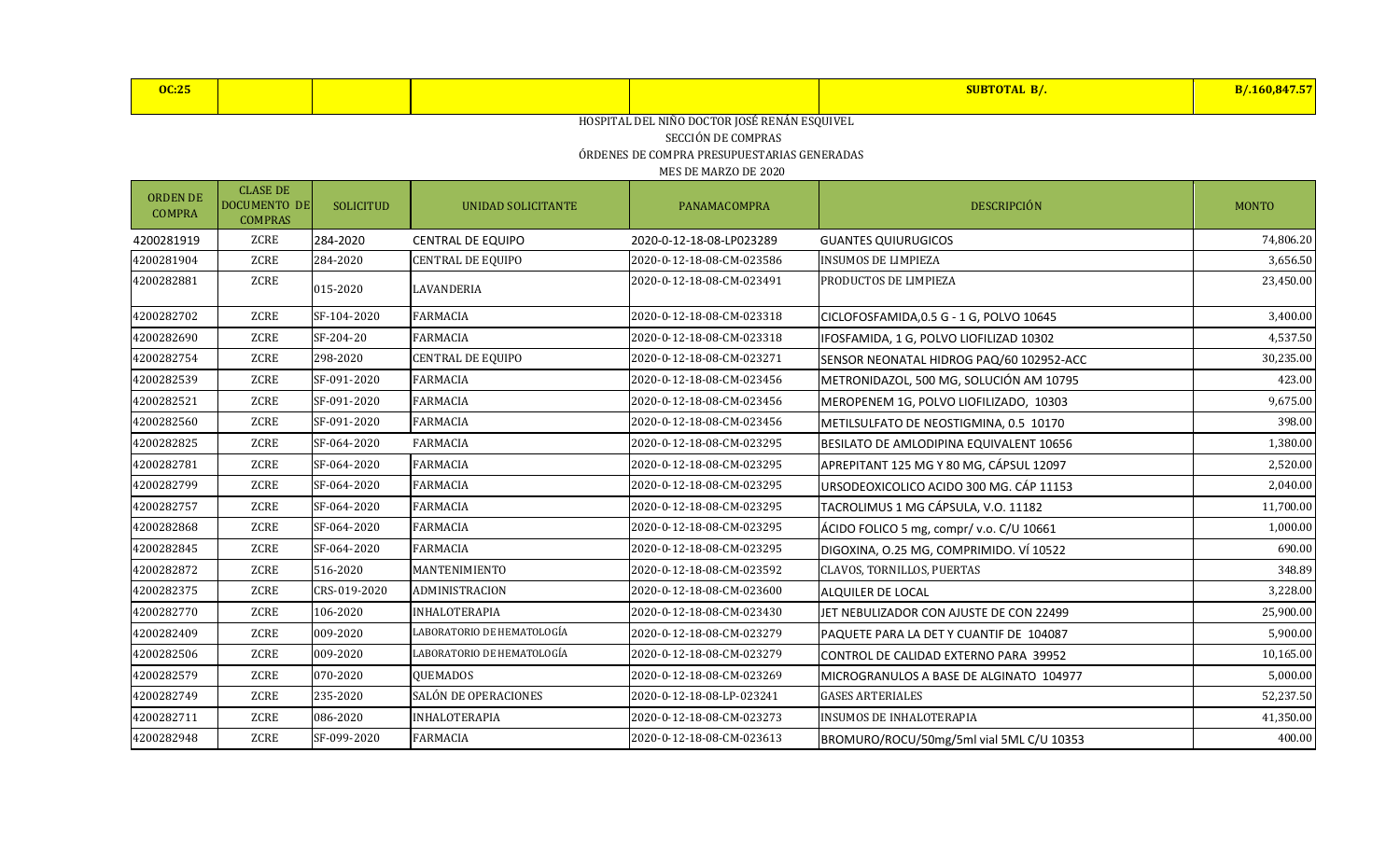| OC:25 | | | | | SUBTOTAL B/. | B/.160,847.57 |
|---|---|---|---|---|---|---|

HOSPITAL DEL NIÑO DOCTOR JOSÉ RENÁN ESQUIVEL

SECCIÓN DE COMPRAS

ÓRDENES DE COMPRA PRESUPUESTARIAS GENERADAS

MES DE MARZO DE 2020

| ORDEN DE COMPRA | CLASE DE DOCUMENTO DE COMPRAS | SOLICITUD | UNIDAD SOLICITANTE | PANAMACOMPRA | DESCRIPCIÓN | MONTO |
|---|---|---|---|---|---|---|
| 4200281919 | ZCRE | 284-2020 | CENTRAL DE EQUIPO | 2020-0-12-18-08-LP023289 | GUANTES QUIURUGICOS | 74,806.20 |
| 4200281904 | ZCRE | 284-2020 | CENTRAL DE EQUIPO | 2020-0-12-18-08-CM-023586 | INSUMOS DE LIMPIEZA | 3,656.50 |
| 4200282881 | ZCRE | 015-2020 | LAVANDERIA | 2020-0-12-18-08-CM-023491 | PRODUCTOS DE LIMPIEZA | 23,450.00 |
| 4200282702 | ZCRE | SF-104-2020 | FARMACIA | 2020-0-12-18-08-CM-023318 | CICLOFOSFAMIDA,0.5 G - 1 G, POLVO 10645 | 3,400.00 |
| 4200282690 | ZCRE | SF-204-20 | FARMACIA | 2020-0-12-18-08-CM-023318 | IFOSFAMIDA, 1 G, POLVO LIOFILIZAD 10302 | 4,537.50 |
| 4200282754 | ZCRE | 298-2020 | CENTRAL DE EQUIPO | 2020-0-12-18-08-CM-023271 | SENSOR NEONATAL HIDROG PAQ/60 102952-ACC | 30,235.00 |
| 4200282539 | ZCRE | SF-091-2020 | FARMACIA | 2020-0-12-18-08-CM-023456 | METRONIDAZOL, 500 MG, SOLUCIÓN AM 10795 | 423.00 |
| 4200282521 | ZCRE | SF-091-2020 | FARMACIA | 2020-0-12-18-08-CM-023456 | MEROPENEM 1G, POLVO LIOFILIZADO, 10303 | 9,675.00 |
| 4200282560 | ZCRE | SF-091-2020 | FARMACIA | 2020-0-12-18-08-CM-023456 | METILSULFATO DE NEOSTIGMINA, 0.5 10170 | 398.00 |
| 4200282825 | ZCRE | SF-064-2020 | FARMACIA | 2020-0-12-18-08-CM-023295 | BESILATO DE AMLODIPINA EQUIVALENT 10656 | 1,380.00 |
| 4200282781 | ZCRE | SF-064-2020 | FARMACIA | 2020-0-12-18-08-CM-023295 | APREPITANT 125 MG Y 80 MG, CÁPSUL 12097 | 2,520.00 |
| 4200282799 | ZCRE | SF-064-2020 | FARMACIA | 2020-0-12-18-08-CM-023295 | URSODEOXICOLICO ACIDO 300 MG. CÁP 11153 | 2,040.00 |
| 4200282757 | ZCRE | SF-064-2020 | FARMACIA | 2020-0-12-18-08-CM-023295 | TACROLIMUS 1 MG CÁPSULA, V.O. 11182 | 11,700.00 |
| 4200282868 | ZCRE | SF-064-2020 | FARMACIA | 2020-0-12-18-08-CM-023295 | ÁCIDO FOLICO 5 mg, compr/ v.o. C/U 10661 | 1,000.00 |
| 4200282845 | ZCRE | SF-064-2020 | FARMACIA | 2020-0-12-18-08-CM-023295 | DIGOXINA, O.25 MG, COMPRIMIDO. VÍ 10522 | 690.00 |
| 4200282872 | ZCRE | 516-2020 | MANTENIMIENTO | 2020-0-12-18-08-CM-023592 | CLAVOS, TORNILLOS, PUERTAS | 348.89 |
| 4200282375 | ZCRE | CRS-019-2020 | ADMINISTRACION | 2020-0-12-18-08-CM-023600 | ALQUILER DE LOCAL | 3,228.00 |
| 4200282770 | ZCRE | 106-2020 | INHALOTERAPIA | 2020-0-12-18-08-CM-023430 | JET NEBULIZADOR CON AJUSTE DE CON 22499 | 25,900.00 |
| 4200282409 | ZCRE | 009-2020 | LABORATORIO DE HEMATOLOGÍA | 2020-0-12-18-08-CM-023279 | PAQUETE PARA LA DET Y CUANTIF DE 104087 | 5,900.00 |
| 4200282506 | ZCRE | 009-2020 | LABORATORIO DE HEMATOLOGÍA | 2020-0-12-18-08-CM-023279 | CONTROL DE CALIDAD EXTERNO PARA 39952 | 10,165.00 |
| 4200282579 | ZCRE | 070-2020 | QUEMADOS | 2020-0-12-18-08-CM-023269 | MICROGRANULOS A BASE DE ALGINATO 104977 | 5,000.00 |
| 4200282749 | ZCRE | 235-2020 | SALÓN DE OPERACIONES | 2020-0-12-18-08-LP-023241 | GASES ARTERIALES | 52,237.50 |
| 4200282711 | ZCRE | 086-2020 | INHALOTERAPIA | 2020-0-12-18-08-CM-023273 | INSUMOS DE INHALOTERAPIA | 41,350.00 |
| 4200282948 | ZCRE | SF-099-2020 | FARMACIA | 2020-0-12-18-08-CM-023613 | BROMURO/ROCU/50mg/5ml vial 5ML C/U 10353 | 400.00 |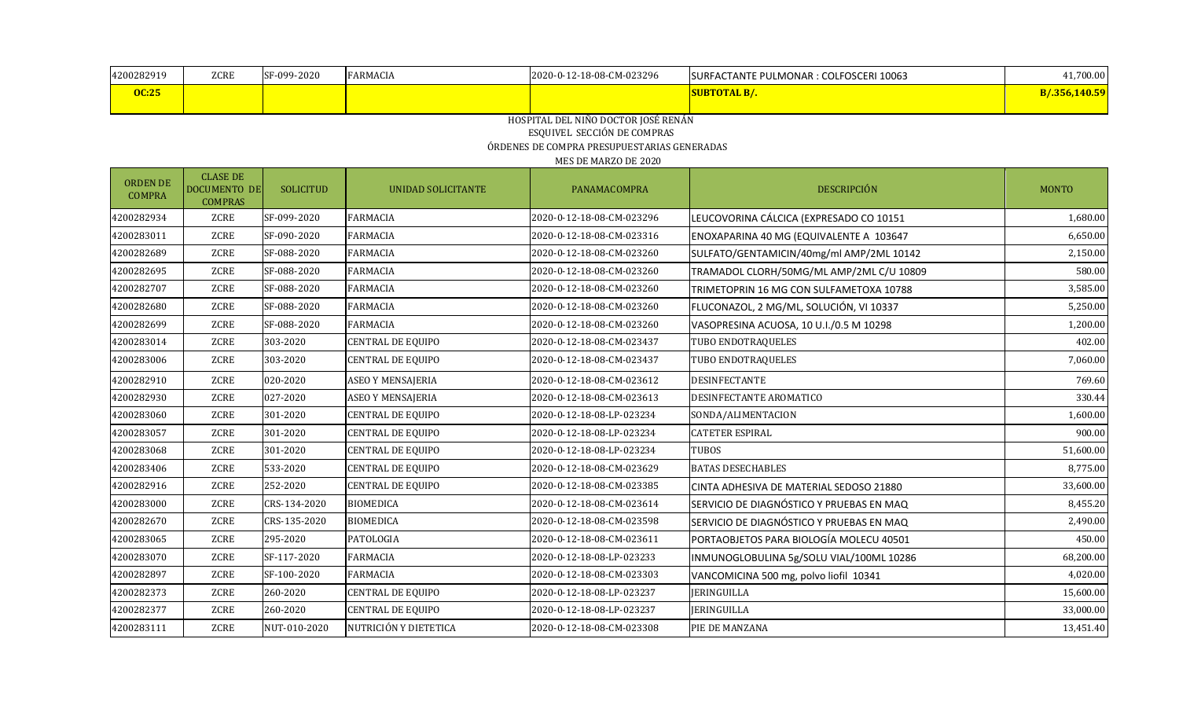| | | | | | | |
|---|---|---|---|---|---|---|
| 4200282919 | ZCRE | SF-099-2020 | FARMACIA | 2020-0-12-18-08-CM-023296 | SURFACTANTE PULMONAR : COLFOSCERI 10063 | 41,700.00 |
| **OC:25** | | | | | **SUBTOTAL B/.** | **B/.356,140.59** |

HOSPITAL DEL NIÑO DOCTOR JOSÉ RENÁN ESQUIVEL SECCIÓN DE COMPRAS

ÓRDENES DE COMPRA PRESUPUESTARIAS GENERADAS

MES DE MARZO DE 2020

| ORDEN DE COMPRA | CLASE DE DOCUMENTO DE COMPRAS | SOLICITUD | UNIDAD SOLICITANTE | PANAMACOMPRA | DESCRIPCIÓN | MONTO |
|---|---|---|---|---|---|---|
| 4200282934 | ZCRE | SF-099-2020 | FARMACIA | 2020-0-12-18-08-CM-023296 | LEUCOVORINA CÁLCICA (EXPRESADO CO 10151 | 1,680.00 |
| 4200283011 | ZCRE | SF-090-2020 | FARMACIA | 2020-0-12-18-08-CM-023316 | ENOXAPARINA 40 MG (EQUIVALENTE A 103647 | 6,650.00 |
| 4200282689 | ZCRE | SF-088-2020 | FARMACIA | 2020-0-12-18-08-CM-023260 | SULFATO/GENTAMICIN/40mg/ml AMP/2ML 10142 | 2,150.00 |
| 4200282695 | ZCRE | SF-088-2020 | FARMACIA | 2020-0-12-18-08-CM-023260 | TRAMADOL CLORH/50MG/ML AMP/2ML C/U 10809 | 580.00 |
| 4200282707 | ZCRE | SF-088-2020 | FARMACIA | 2020-0-12-18-08-CM-023260 | TRIMETOPRIN 16 MG CON SULFAMETOXA 10788 | 3,585.00 |
| 4200282680 | ZCRE | SF-088-2020 | FARMACIA | 2020-0-12-18-08-CM-023260 | FLUCONAZOL, 2 MG/ML, SOLUCIÓN, VI 10337 | 5,250.00 |
| 4200282699 | ZCRE | SF-088-2020 | FARMACIA | 2020-0-12-18-08-CM-023260 | VASOPRESINA ACUOSA, 10 U.I./0.5 M 10298 | 1,200.00 |
| 4200283014 | ZCRE | 303-2020 | CENTRAL DE EQUIPO | 2020-0-12-18-08-CM-023437 | TUBO ENDOTRAQUELES | 402.00 |
| 4200283006 | ZCRE | 303-2020 | CENTRAL DE EQUIPO | 2020-0-12-18-08-CM-023437 | TUBO ENDOTRAQUELES | 7,060.00 |
| 4200282910 | ZCRE | 020-2020 | ASEO Y MENSAJERIA | 2020-0-12-18-08-CM-023612 | DESINFECTANTE | 769.60 |
| 4200282930 | ZCRE | 027-2020 | ASEO Y MENSAJERIA | 2020-0-12-18-08-CM-023613 | DESINFECTANTE AROMATICO | 330.44 |
| 4200283060 | ZCRE | 301-2020 | CENTRAL DE EQUIPO | 2020-0-12-18-08-LP-023234 | SONDA/ALIMENTACION | 1,600.00 |
| 4200283057 | ZCRE | 301-2020 | CENTRAL DE EQUIPO | 2020-0-12-18-08-LP-023234 | CATETER ESPIRAL | 900.00 |
| 4200283068 | ZCRE | 301-2020 | CENTRAL DE EQUIPO | 2020-0-12-18-08-LP-023234 | TUBOS | 51,600.00 |
| 4200283406 | ZCRE | 533-2020 | CENTRAL DE EQUIPO | 2020-0-12-18-08-CM-023629 | BATAS DESECHABLES | 8,775.00 |
| 4200282916 | ZCRE | 252-2020 | CENTRAL DE EQUIPO | 2020-0-12-18-08-CM-023385 | CINTA ADHESIVA DE MATERIAL SEDOSO 21880 | 33,600.00 |
| 4200283000 | ZCRE | CRS-134-2020 | BIOMEDICA | 2020-0-12-18-08-CM-023614 | SERVICIO DE DIAGNÓSTICO Y PRUEBAS EN MAQ | 8,455.20 |
| 4200282670 | ZCRE | CRS-135-2020 | BIOMEDICA | 2020-0-12-18-08-CM-023598 | SERVICIO DE DIAGNÓSTICO Y PRUEBAS EN MAQ | 2,490.00 |
| 4200283065 | ZCRE | 295-2020 | PATOLOGIA | 2020-0-12-18-08-CM-023611 | PORTAOBJETOS PARA BIOLOGÍA MOLECU 40501 | 450.00 |
| 4200283070 | ZCRE | SF-117-2020 | FARMACIA | 2020-0-12-18-08-LP-023233 | INMUNOGLOBULINA 5g/SOLU VIAL/100ML 10286 | 68,200.00 |
| 4200282897 | ZCRE | SF-100-2020 | FARMACIA | 2020-0-12-18-08-CM-023303 | VANCOMICINA 500 mg, polvo liofil 10341 | 4,020.00 |
| 4200282373 | ZCRE | 260-2020 | CENTRAL DE EQUIPO | 2020-0-12-18-08-LP-023237 | JERINGUILLA | 15,600.00 |
| 4200282377 | ZCRE | 260-2020 | CENTRAL DE EQUIPO | 2020-0-12-18-08-LP-023237 | JERINGUILLA | 33,000.00 |
| 4200283111 | ZCRE | NUT-010-2020 | NUTRICIÓN Y DIETETICA | 2020-0-12-18-08-CM-023308 | PIE DE MANZANA | 13,451.40 |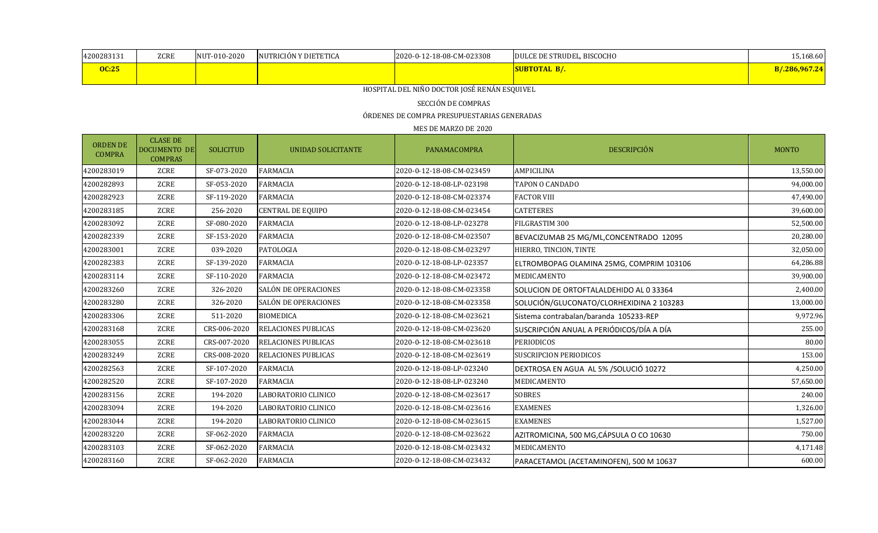| | | | | | | |
|---|---|---|---|---|---|---|
| 4200283131 | ZCRE | NUT-010-2020 | NUTRICIÓN Y DIETETICA | 2020-0-12-18-08-CM-023308 | DULCE DE STRUDEL, BISCOCHO | 15,168.60 |
| **OC:25** | | | | | **SUBTOTAL B/.** | **B/.286,967.24** |

HOSPITAL DEL NIÑO DOCTOR JOSÉ RENÁN ESQUIVEL

SECCIÓN DE COMPRAS

ÓRDENES DE COMPRA PRESUPUESTARIAS GENERADAS

MES DE MARZO DE 2020

| ORDEN DE COMPRA | CLASE DE DOCUMENTO DE COMPRAS | SOLICITUD | UNIDAD SOLICITANTE | PANAMACOMPRA | DESCRIPCIÓN | MONTO |
|---|---|---|---|---|---|---|
| 4200283019 | ZCRE | SF-073-2020 | FARMACIA | 2020-0-12-18-08-CM-023459 | AMPICILINA | 13,550.00 |
| 4200282893 | ZCRE | SF-053-2020 | FARMACIA | 2020-0-12-18-08-LP-023198 | TAPON O CANDADO | 94,000.00 |
| 4200282923 | ZCRE | SF-119-2020 | FARMACIA | 2020-0-12-18-08-CM-023374 | FACTOR VIII | 47,490.00 |
| 4200283185 | ZCRE | 256-2020 | CENTRAL DE EQUIPO | 2020-0-12-18-08-CM-023454 | CATETERES | 39,600.00 |
| 4200283092 | ZCRE | SF-080-2020 | FARMACIA | 2020-0-12-18-08-LP-023278 | FILGRASTIM 300 | 52,500.00 |
| 4200282339 | ZCRE | SF-153-2020 | FARMACIA | 2020-0-12-18-08-CM-023507 | BEVACIZUMAB 25 MG/ML,CONCENTRADO 12095 | 20,280.00 |
| 4200283001 | ZCRE | 039-2020 | PATOLOGIA | 2020-0-12-18-08-CM-023297 | HIERRO, TINCION, TINTE | 32,050.00 |
| 4200282383 | ZCRE | SF-139-2020 | FARMACIA | 2020-0-12-18-08-LP-023357 | ELTROMBOPAG OLAMINA 25MG, COMPRIM 103106 | 64,286.88 |
| 4200283114 | ZCRE | SF-110-2020 | FARMACIA | 2020-0-12-18-08-CM-023472 | MEDICAMENTO | 39,900.00 |
| 4200283260 | ZCRE | 326-2020 | SALÓN DE OPERACIONES | 2020-0-12-18-08-CM-023358 | SOLUCION DE ORTOFTALALDEHIDO AL 0 33364 | 2,400.00 |
| 4200283280 | ZCRE | 326-2020 | SALÓN DE OPERACIONES | 2020-0-12-18-08-CM-023358 | SOLUCIÓN/GLUCONATO/CLORHEXIDINA 2 103283 | 13,000.00 |
| 4200283306 | ZCRE | 511-2020 | BIOMEDICA | 2020-0-12-18-08-CM-023621 | Sistema contrabalan/baranda 105233-REP | 9,972.96 |
| 4200283168 | ZCRE | CRS-006-2020 | RELACIONES PUBLICAS | 2020-0-12-18-08-CM-023620 | SUSCRIPCIÓN ANUAL A PERIÓDICOS/DÍA A DÍA | 255.00 |
| 4200283055 | ZCRE | CRS-007-2020 | RELACIONES PUBLICAS | 2020-0-12-18-08-CM-023618 | PERIODICOS | 80.00 |
| 4200283249 | ZCRE | CRS-008-2020 | RELACIONES PUBLICAS | 2020-0-12-18-08-CM-023619 | SUSCRIPCION PERIODICOS | 153.00 |
| 4200282563 | ZCRE | SF-107-2020 | FARMACIA | 2020-0-12-18-08-LP-023240 | DEXTROSA EN AGUA AL 5% /SOLUCIÓ 10272 | 4,250.00 |
| 4200282520 | ZCRE | SF-107-2020 | FARMACIA | 2020-0-12-18-08-LP-023240 | MEDICAMENTO | 57,650.00 |
| 4200283156 | ZCRE | 194-2020 | LABORATORIO CLINICO | 2020-0-12-18-08-CM-023617 | SOBRES | 240.00 |
| 4200283094 | ZCRE | 194-2020 | LABORATORIO CLINICO | 2020-0-12-18-08-CM-023616 | EXAMENES | 1,326.00 |
| 4200283044 | ZCRE | 194-2020 | LABORATORIO CLINICO | 2020-0-12-18-08-CM-023615 | EXAMENES | 1,527.00 |
| 4200283220 | ZCRE | SF-062-2020 | FARMACIA | 2020-0-12-18-08-CM-023622 | AZITROMICINA, 500 MG,CÁPSULA O CO 10630 | 750.00 |
| 4200283103 | ZCRE | SF-062-2020 | FARMACIA | 2020-0-12-18-08-CM-023432 | MEDICAMENTO | 4,171.48 |
| 4200283160 | ZCRE | SF-062-2020 | FARMACIA | 2020-0-12-18-08-CM-023432 | PARACETAMOL (ACETAMINOFEN), 500 M 10637 | 600.00 |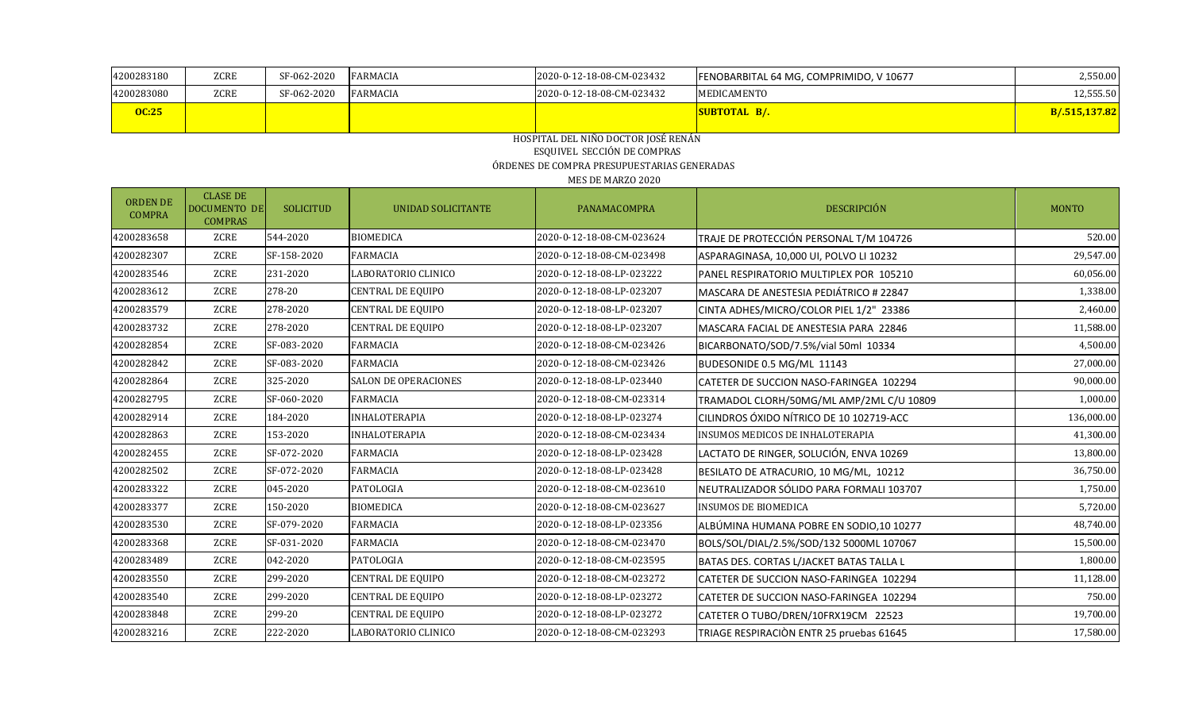| 4200283180 | ZCRE | SF-062-2020 | FARMACIA | 2020-0-12-18-08-CM-023432 | FENOBARBITAL 64 MG, COMPRIMIDO, V 10677 | 2,550.00 |
|---|---|---|---|---|---|---|
| 4200283080 | ZCRE | SF-062-2020 | FARMACIA | 2020-0-12-18-08-CM-023432 | MEDICAMENTO | 12,555.50 |
| **OC:25** | | | | | **SUBTOTAL B/.** | **B/.515,137.82** |

HOSPITAL DEL NIÑO DOCTOR JOSÉ RENÁN

ESQUIVEL SECCIÓN DE COMPRAS

ÓRDENES DE COMPRA PRESUPUESTARIAS GENERADAS

MES DE MARZO 2020

| ORDEN DE COMPRA | CLASE DE DOCUMENTO DE COMPRAS | SOLICITUD | UNIDAD SOLICITANTE | PANAMACOMPRA | DESCRIPCIÓN | MONTO |
|---|---|---|---|---|---|---|
| 4200283658 | ZCRE | 544-2020 | BIOMEDICA | 2020-0-12-18-08-CM-023624 | TRAJE DE PROTECCIÓN PERSONAL T/M 104726 | 520.00 |
| 4200282307 | ZCRE | SF-158-2020 | FARMACIA | 2020-0-12-18-08-CM-023498 | ASPARAGINASA, 10,000 UI, POLVO LI 10232 | 29,547.00 |
| 4200283546 | ZCRE | 231-2020 | LABORATORIO CLINICO | 2020-0-12-18-08-LP-023222 | PANEL RESPIRATORIO MULTIPLEX POR 105210 | 60,056.00 |
| 4200283612 | ZCRE | 278-20 | CENTRAL DE EQUIPO | 2020-0-12-18-08-LP-023207 | MASCARA DE ANESTESIA PEDIÁTRICO # 22847 | 1,338.00 |
| 4200283579 | ZCRE | 278-2020 | CENTRAL DE EQUIPO | 2020-0-12-18-08-LP-023207 | CINTA ADHES/MICRO/COLOR PIEL 1/2" 23386 | 2,460.00 |
| 4200283732 | ZCRE | 278-2020 | CENTRAL DE EQUIPO | 2020-0-12-18-08-LP-023207 | MASCARA FACIAL DE ANESTESIA PARA 22846 | 11,588.00 |
| 4200282854 | ZCRE | SF-083-2020 | FARMACIA | 2020-0-12-18-08-CM-023426 | BICARBONATO/SOD/7.5%/vial 50ml 10334 | 4,500.00 |
| 4200282842 | ZCRE | SF-083-2020 | FARMACIA | 2020-0-12-18-08-CM-023426 | BUDESONIDE 0.5 MG/ML 11143 | 27,000.00 |
| 4200282864 | ZCRE | 325-2020 | SALON DE OPERACIONES | 2020-0-12-18-08-LP-023440 | CATETER DE SUCCION NASO-FARINGEA 102294 | 90,000.00 |
| 4200282795 | ZCRE | SF-060-2020 | FARMACIA | 2020-0-12-18-08-CM-023314 | TRAMADOL CLORH/50MG/ML AMP/2ML C/U 10809 | 1,000.00 |
| 4200282914 | ZCRE | 184-2020 | INHALOTERAPIA | 2020-0-12-18-08-LP-023274 | CILINDROS ÓXIDO NÍTRICO DE 10 102719-ACC | 136,000.00 |
| 4200282863 | ZCRE | 153-2020 | INHALOTERAPIA | 2020-0-12-18-08-CM-023434 | INSUMOS MEDICOS DE INHALOTERAPIA | 41,300.00 |
| 4200282455 | ZCRE | SF-072-2020 | FARMACIA | 2020-0-12-18-08-LP-023428 | LACTATO DE RINGER, SOLUCIÓN, ENVA 10269 | 13,800.00 |
| 4200282502 | ZCRE | SF-072-2020 | FARMACIA | 2020-0-12-18-08-LP-023428 | BESILATO DE ATRACURIO, 10 MG/ML, 10212 | 36,750.00 |
| 4200283322 | ZCRE | 045-2020 | PATOLOGIA | 2020-0-12-18-08-CM-023610 | NEUTRALIZADOR SÓLIDO PARA FORMALI 103707 | 1,750.00 |
| 4200283377 | ZCRE | 150-2020 | BIOMEDICA | 2020-0-12-18-08-CM-023627 | INSUMOS DE BIOMEDICA | 5,720.00 |
| 4200283530 | ZCRE | SF-079-2020 | FARMACIA | 2020-0-12-18-08-LP-023356 | ALBÚMINA HUMANA POBRE EN SODIO,10 10277 | 48,740.00 |
| 4200283368 | ZCRE | SF-031-2020 | FARMACIA | 2020-0-12-18-08-CM-023470 | BOLS/SOL/DIAL/2.5%/SOD/132 5000ML 107067 | 15,500.00 |
| 4200283489 | ZCRE | 042-2020 | PATOLOGIA | 2020-0-12-18-08-CM-023595 | BATAS DES. CORTAS L/JACKET BATAS TALLA L | 1,800.00 |
| 4200283550 | ZCRE | 299-2020 | CENTRAL DE EQUIPO | 2020-0-12-18-08-CM-023272 | CATETER DE SUCCION NASO-FARINGEA 102294 | 11,128.00 |
| 4200283540 | ZCRE | 299-2020 | CENTRAL DE EQUIPO | 2020-0-12-18-08-LP-023272 | CATETER DE SUCCION NASO-FARINGEA 102294 | 750.00 |
| 4200283848 | ZCRE | 299-20 | CENTRAL DE EQUIPO | 2020-0-12-18-08-LP-023272 | CATETER O TUBO/DREN/10FRX19CM 22523 | 19,700.00 |
| 4200283216 | ZCRE | 222-2020 | LABORATORIO CLINICO | 2020-0-12-18-08-CM-023293 | TRIAGE RESPIRACIÒN ENTR 25 pruebas 61645 | 17,580.00 |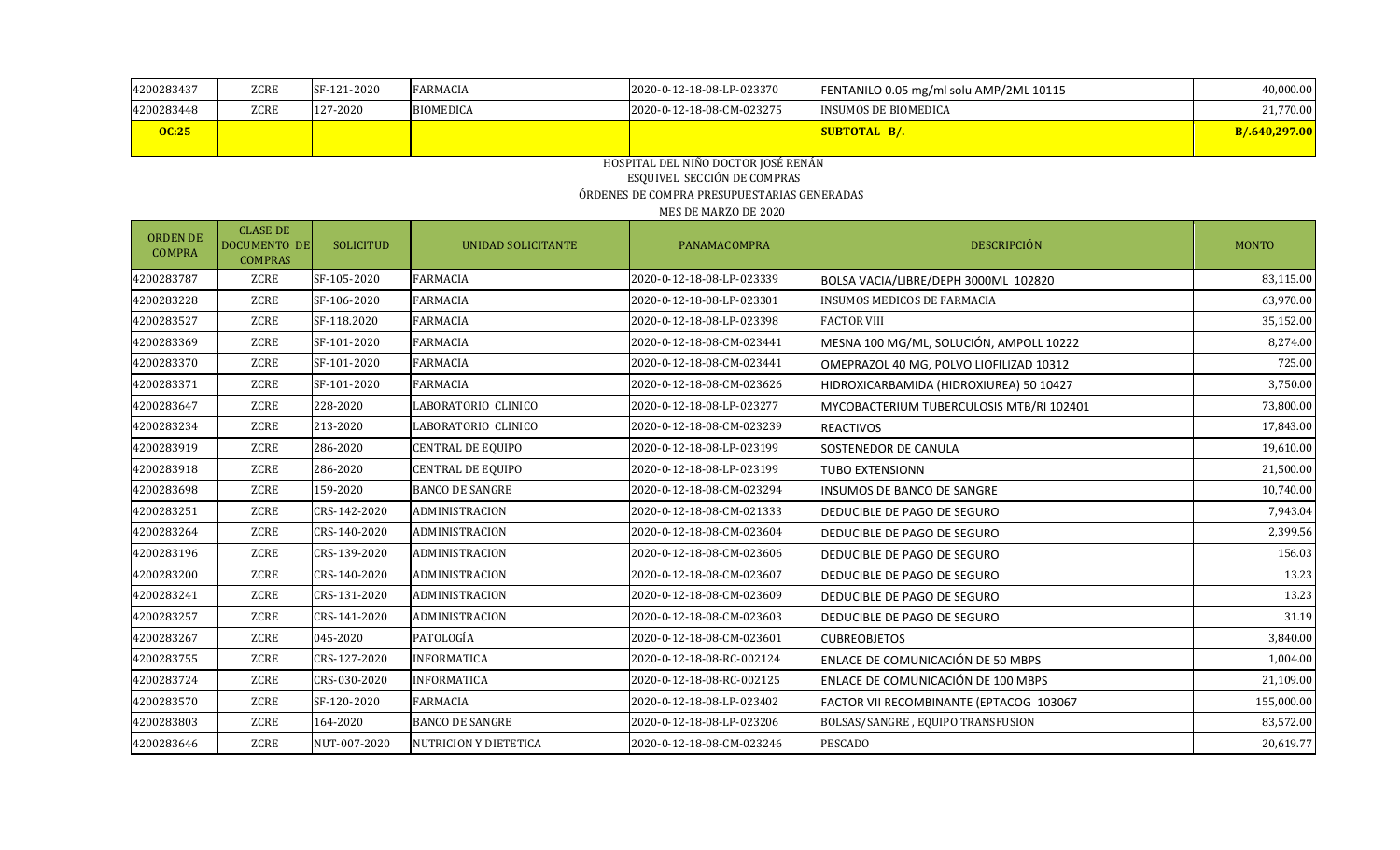| | | | | | | |
|---|---|---|---|---|---|---|
| 4200283437 | ZCRE | SF-121-2020 | FARMACIA | 2020-0-12-18-08-LP-023370 | FENTANILO 0.05 mg/ml solu AMP/2ML 10115 | 40,000.00 |
| 4200283448 | ZCRE | 127-2020 | BIOMEDICA | 2020-0-12-18-08-CM-023275 | INSUMOS DE BIOMEDICA | 21,770.00 |
| **OC:25** | | | | | **SUBTOTAL B/.** | **B/.640,297.00** |

HOSPITAL DEL NIÑO DOCTOR JOSÉ RENÁN ESQUIVEL SECCIÓN DE COMPRAS

ÓRDENES DE COMPRA PRESUPUESTARIAS GENERADAS

MES DE MARZO DE 2020

| ORDEN DE COMPRA | CLASE DE DOCUMENTO DE COMPRAS | SOLICITUD | UNIDAD SOLICITANTE | PANAMACOMPRA | DESCRIPCIÓN | MONTO |
|---|---|---|---|---|---|---|
| 4200283787 | ZCRE | SF-105-2020 | FARMACIA | 2020-0-12-18-08-LP-023339 | BOLSA VACIA/LIBRE/DEPH 3000ML 102820 | 83,115.00 |
| 4200283228 | ZCRE | SF-106-2020 | FARMACIA | 2020-0-12-18-08-LP-023301 | INSUMOS MEDICOS DE FARMACIA | 63,970.00 |
| 4200283527 | ZCRE | SF-118.2020 | FARMACIA | 2020-0-12-18-08-LP-023398 | FACTOR VIII | 35,152.00 |
| 4200283369 | ZCRE | SF-101-2020 | FARMACIA | 2020-0-12-18-08-CM-023441 | MESNA 100 MG/ML, SOLUCIÓN, AMPOLL 10222 | 8,274.00 |
| 4200283370 | ZCRE | SF-101-2020 | FARMACIA | 2020-0-12-18-08-CM-023441 | OMEPRAZOL 40 MG, POLVO LIOFILIZAD 10312 | 725.00 |
| 4200283371 | ZCRE | SF-101-2020 | FARMACIA | 2020-0-12-18-08-CM-023626 | HIDROXICARBAMIDA (HIDROXIUREA) 50 10427 | 3,750.00 |
| 4200283647 | ZCRE | 228-2020 | LABORATORIO CLINICO | 2020-0-12-18-08-LP-023277 | MYCOBACTERIUM TUBERCULOSIS MTB/RI 102401 | 73,800.00 |
| 4200283234 | ZCRE | 213-2020 | LABORATORIO CLINICO | 2020-0-12-18-08-CM-023239 | REACTIVOS | 17,843.00 |
| 4200283919 | ZCRE | 286-2020 | CENTRAL DE EQUIPO | 2020-0-12-18-08-LP-023199 | SOSTENEDOR DE CANULA | 19,610.00 |
| 4200283918 | ZCRE | 286-2020 | CENTRAL DE EQUIPO | 2020-0-12-18-08-LP-023199 | TUBO EXTENSIONN | 21,500.00 |
| 4200283698 | ZCRE | 159-2020 | BANCO DE SANGRE | 2020-0-12-18-08-CM-023294 | INSUMOS DE BANCO DE SANGRE | 10,740.00 |
| 4200283251 | ZCRE | CRS-142-2020 | ADMINISTRACION | 2020-0-12-18-08-CM-021333 | DEDUCIBLE DE PAGO DE SEGURO | 7,943.04 |
| 4200283264 | ZCRE | CRS-140-2020 | ADMINISTRACION | 2020-0-12-18-08-CM-023604 | DEDUCIBLE DE PAGO DE SEGURO | 2,399.56 |
| 4200283196 | ZCRE | CRS-139-2020 | ADMINISTRACION | 2020-0-12-18-08-CM-023606 | DEDUCIBLE DE PAGO DE SEGURO | 156.03 |
| 4200283200 | ZCRE | CRS-140-2020 | ADMINISTRACION | 2020-0-12-18-08-CM-023607 | DEDUCIBLE DE PAGO DE SEGURO | 13.23 |
| 4200283241 | ZCRE | CRS-131-2020 | ADMINISTRACION | 2020-0-12-18-08-CM-023609 | DEDUCIBLE DE PAGO DE SEGURO | 13.23 |
| 4200283257 | ZCRE | CRS-141-2020 | ADMINISTRACION | 2020-0-12-18-08-CM-023603 | DEDUCIBLE DE PAGO DE SEGURO | 31.19 |
| 4200283267 | ZCRE | 045-2020 | PATOLOGÍA | 2020-0-12-18-08-CM-023601 | CUBREOBJETOS | 3,840.00 |
| 4200283755 | ZCRE | CRS-127-2020 | INFORMATICA | 2020-0-12-18-08-RC-002124 | ENLACE DE COMUNICACIÓN DE 50 MBPS | 1,004.00 |
| 4200283724 | ZCRE | CRS-030-2020 | INFORMATICA | 2020-0-12-18-08-RC-002125 | ENLACE DE COMUNICACIÓN DE 100 MBPS | 21,109.00 |
| 4200283570 | ZCRE | SF-120-2020 | FARMACIA | 2020-0-12-18-08-LP-023402 | FACTOR VII RECOMBINANTE (EPTACOG 103067 | 155,000.00 |
| 4200283803 | ZCRE | 164-2020 | BANCO DE SANGRE | 2020-0-12-18-08-LP-023206 | BOLSAS/SANGRE , EQUIPO TRANSFUSION | 83,572.00 |
| 4200283646 | ZCRE | NUT-007-2020 | NUTRICION Y DIETETICA | 2020-0-12-18-08-CM-023246 | PESCADO | 20,619.77 |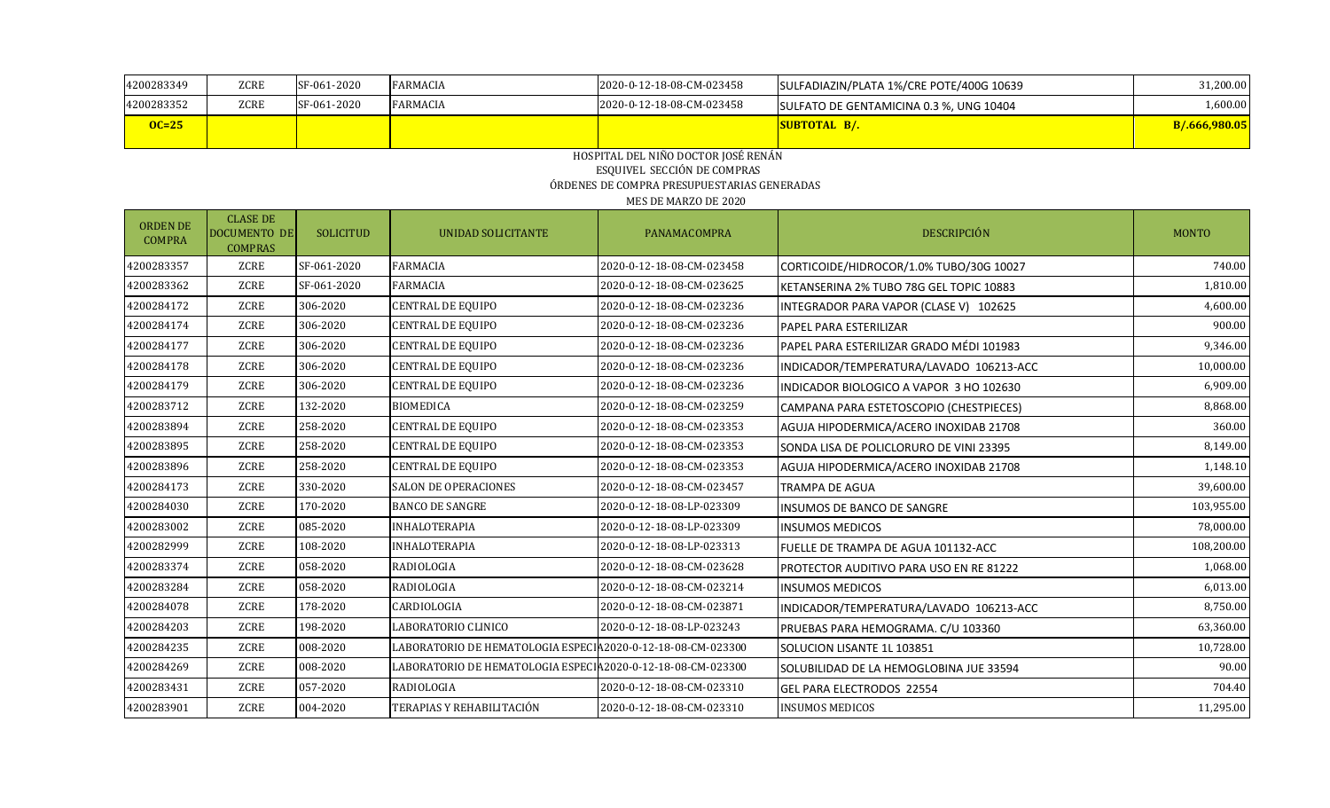| | | | | | | |
|---|---|---|---|---|---|---|
| 4200283349 | ZCRE | SF-061-2020 | FARMACIA | 2020-0-12-18-08-CM-023458 | SULFADIAZIN/PLATA 1%/CRE POTE/400G 10639 | 31,200.00 |
| 4200283352 | ZCRE | SF-061-2020 | FARMACIA | 2020-0-12-18-08-CM-023458 | SULFATO DE GENTAMICINA 0.3 %, UNG 10404 | 1,600.00 |
| **OC=25** | | | | | **SUBTOTAL B/.** | **B/.666,980.05** |

HOSPITAL DEL NIÑO DOCTOR JOSÉ RENÁN ESQUIVEL SECCIÓN DE COMPRAS

ÓRDENES DE COMPRA PRESUPUESTARIAS GENERADAS

MES DE MARZO DE 2020

| ORDEN DE COMPRA | CLASE DE DOCUMENTO DE COMPRAS | SOLICITUD | UNIDAD SOLICITANTE | PANAMACOMPRA | DESCRIPCIÓN | MONTO |
|---|---|---|---|---|---|---|
| 4200283357 | ZCRE | SF-061-2020 | FARMACIA | 2020-0-12-18-08-CM-023458 | CORTICOIDE/HIDROCOR/1.0% TUBO/30G 10027 | 740.00 |
| 4200283362 | ZCRE | SF-061-2020 | FARMACIA | 2020-0-12-18-08-CM-023625 | KETANSERINA 2% TUBO 78G GEL TOPIC 10883 | 1,810.00 |
| 4200284172 | ZCRE | 306-2020 | CENTRAL DE EQUIPO | 2020-0-12-18-08-CM-023236 | INTEGRADOR PARA VAPOR (CLASE V) 102625 | 4,600.00 |
| 4200284174 | ZCRE | 306-2020 | CENTRAL DE EQUIPO | 2020-0-12-18-08-CM-023236 | PAPEL PARA ESTERILIZAR | 900.00 |
| 4200284177 | ZCRE | 306-2020 | CENTRAL DE EQUIPO | 2020-0-12-18-08-CM-023236 | PAPEL PARA ESTERILIZAR GRADO MÉDI 101983 | 9,346.00 |
| 4200284178 | ZCRE | 306-2020 | CENTRAL DE EQUIPO | 2020-0-12-18-08-CM-023236 | INDICADOR/TEMPERATURA/LAVADO 106213-ACC | 10,000.00 |
| 4200284179 | ZCRE | 306-2020 | CENTRAL DE EQUIPO | 2020-0-12-18-08-CM-023236 | INDICADOR BIOLOGICO A VAPOR 3 HO 102630 | 6,909.00 |
| 4200283712 | ZCRE | 132-2020 | BIOMEDICA | 2020-0-12-18-08-CM-023259 | CAMPANA PARA ESTETOSCOPIO (CHESTPIECES) | 8,868.00 |
| 4200283894 | ZCRE | 258-2020 | CENTRAL DE EQUIPO | 2020-0-12-18-08-CM-023353 | AGUJA HIPODERMICA/ACERO INOXIDAB 21708 | 360.00 |
| 4200283895 | ZCRE | 258-2020 | CENTRAL DE EQUIPO | 2020-0-12-18-08-CM-023353 | SONDA LISA DE POLICLORURO DE VINI 23395 | 8,149.00 |
| 4200283896 | ZCRE | 258-2020 | CENTRAL DE EQUIPO | 2020-0-12-18-08-CM-023353 | AGUJA HIPODERMICA/ACERO INOXIDAB 21708 | 1,148.10 |
| 4200284173 | ZCRE | 330-2020 | SALON DE OPERACIONES | 2020-0-12-18-08-CM-023457 | TRAMPA DE AGUA | 39,600.00 |
| 4200284030 | ZCRE | 170-2020 | BANCO DE SANGRE | 2020-0-12-18-08-LP-023309 | INSUMOS DE BANCO DE SANGRE | 103,955.00 |
| 4200283002 | ZCRE | 085-2020 | INHALOTERAPIA | 2020-0-12-18-08-LP-023309 | INSUMOS MEDICOS | 78,000.00 |
| 4200282999 | ZCRE | 108-2020 | INHALOTERAPIA | 2020-0-12-18-08-LP-023313 | FUELLE DE TRAMPA DE AGUA 101132-ACC | 108,200.00 |
| 4200283374 | ZCRE | 058-2020 | RADIOLOGIA | 2020-0-12-18-08-CM-023628 | PROTECTOR AUDITIVO PARA USO EN RE 81222 | 1,068.00 |
| 4200283284 | ZCRE | 058-2020 | RADIOLOGIA | 2020-0-12-18-08-CM-023214 | INSUMOS MEDICOS | 6,013.00 |
| 4200284078 | ZCRE | 178-2020 | CARDIOLOGIA | 2020-0-12-18-08-CM-023871 | INDICADOR/TEMPERATURA/LAVADO 106213-ACC | 8,750.00 |
| 4200284203 | ZCRE | 198-2020 | LABORATORIO CLINICO | 2020-0-12-18-08-LP-023243 | PRUEBAS PARA HEMOGRAMA. C/U 103360 | 63,360.00 |
| 4200284235 | ZCRE | 008-2020 | LABORATORIO DE HEMATOLOGIA ESPECIA | 2020-0-12-18-08-CM-023300 | SOLUCION LISANTE 1L 103851 | 10,728.00 |
| 4200284269 | ZCRE | 008-2020 | LABORATORIO DE HEMATOLOGIA ESPECIA | 2020-0-12-18-08-CM-023300 | SOLUBILIDAD DE LA HEMOGLOBINA JUE 33594 | 90.00 |
| 4200283431 | ZCRE | 057-2020 | RADIOLOGIA | 2020-0-12-18-08-CM-023310 | GEL PARA ELECTRODOS 22554 | 704.40 |
| 4200283901 | ZCRE | 004-2020 | TERAPIAS Y REHABILITACIÓN | 2020-0-12-18-08-CM-023310 | INSUMOS MEDICOS | 11,295.00 |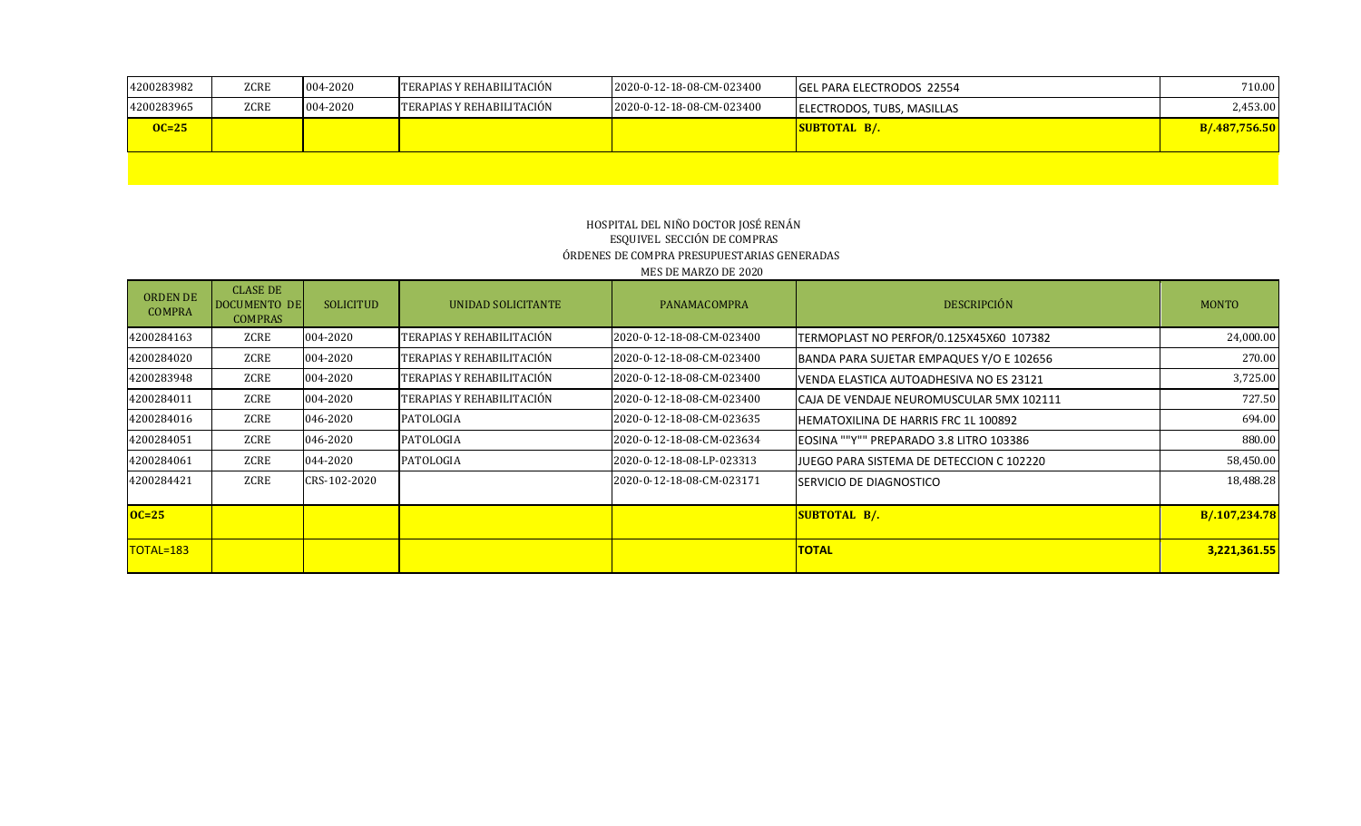| 4200283982 | ZCRE | 004-2020 | TERAPIAS Y REHABILITACIÓN | 2020-0-12-18-08-CM-023400 | GEL PARA ELECTRODOS 22554 | 710.00 |
|---|---|---|---|---|---|---|
| 4200283965 | ZCRE | 004-2020 | TERAPIAS Y REHABILITACIÓN | 2020-0-12-18-08-CM-023400 | ELECTRODOS, TUBS, MASILLAS | 2,453.00 |
| **OC=25** | | | | | **SUBTOTAL B/.** | **B/.487,756.50** |

HOSPITAL DEL NIÑO DOCTOR JOSÉ RENÁN ESQUIVEL SECCIÓN DE COMPRAS

ÓRDENES DE COMPRA PRESUPUESTARIAS GENERADAS

MES DE MARZO DE 2020

| ORDEN DE COMPRA | CLASE DE DOCUMENTO DE COMPRAS | SOLICITUD | UNIDAD SOLICITANTE | PANAMACOMPRA | DESCRIPCIÓN | MONTO |
|---|---|---|---|---|---|---|
| 4200284163 | ZCRE | 004-2020 | TERAPIAS Y REHABILITACIÓN | 2020-0-12-18-08-CM-023400 | TERMOPLAST NO PERFOR/0.125X45X60 107382 | 24,000.00 |
| 4200284020 | ZCRE | 004-2020 | TERAPIAS Y REHABILITACIÓN | 2020-0-12-18-08-CM-023400 | BANDA PARA SUJETAR EMPAQUES Y/O E 102656 | 270.00 |
| 4200283948 | ZCRE | 004-2020 | TERAPIAS Y REHABILITACIÓN | 2020-0-12-18-08-CM-023400 | VENDA ELASTICA AUTOADHESIVA NO ES 23121 | 3,725.00 |
| 4200284011 | ZCRE | 004-2020 | TERAPIAS Y REHABILITACIÓN | 2020-0-12-18-08-CM-023400 | CAJA DE VENDAJE NEUROMUSCULAR 5MX 102111 | 727.50 |
| 4200284016 | ZCRE | 046-2020 | PATOLOGIA | 2020-0-12-18-08-CM-023635 | HEMATOXILINA DE HARRIS FRC 1L 100892 | 694.00 |
| 4200284051 | ZCRE | 046-2020 | PATOLOGIA | 2020-0-12-18-08-CM-023634 | EOSINA ""Y"" PREPARADO 3.8 LITRO 103386 | 880.00 |
| 4200284061 | ZCRE | 044-2020 | PATOLOGIA | 2020-0-12-18-08-LP-023313 | JUEGO PARA SISTEMA DE DETECCION C 102220 | 58,450.00 |
| 4200284421 | ZCRE | CRS-102-2020 | | 2020-0-12-18-08-CM-023171 | SERVICIO DE DIAGNOSTICO | 18,488.28 |
| **OC=25** | | | | | **SUBTOTAL B/.** | **B/.107,234.78** |
| **TOTAL=183** | | | | | **TOTAL** | **3,221,361.55** |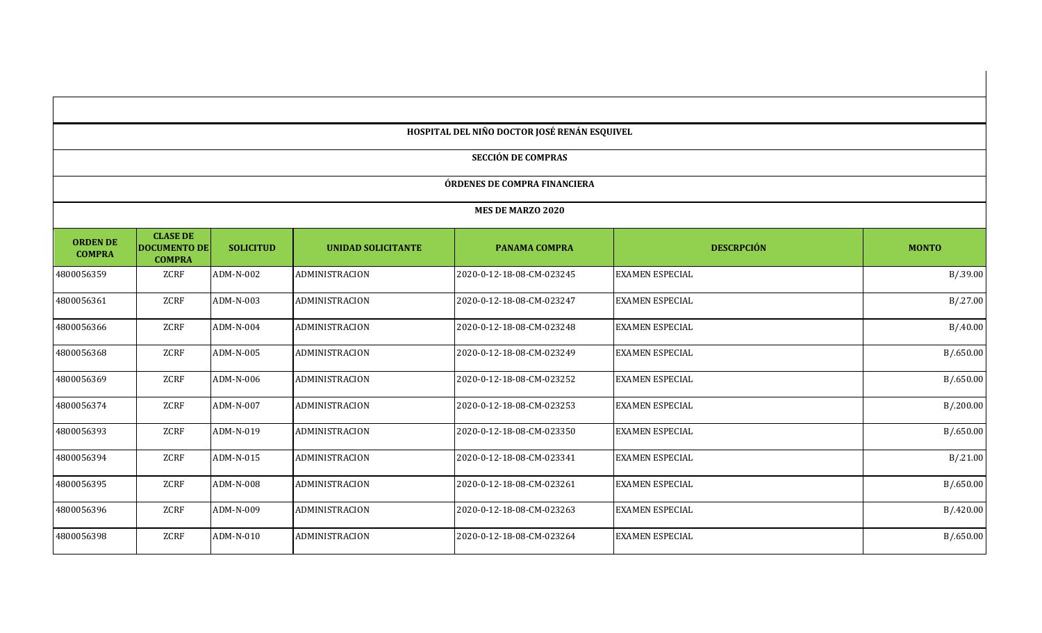**HOSPITAL DEL NIÑO DOCTOR JOSÉ RENÁN ESQUIVEL**

**SECCIÓN DE COMPRAS**

**ÓRDENES DE COMPRA FINANCIERA**

**MES DE MARZO 2020**

| ORDEN DE COMPRA | CLASE DE DOCUMENTO DE COMPRA | SOLICITUD | UNIDAD SOLICITANTE | PANAMA COMPRA | DESCRPCIÓN | MONTO |
|---|---|---|---|---|---|---|
| 4800056359 | ZCRF | ADM-N-002 | ADMINISTRACION | 2020-0-12-18-08-CM-023245 | EXAMEN ESPECIAL | B/.39.00 |
| 4800056361 | ZCRF | ADM-N-003 | ADMINISTRACION | 2020-0-12-18-08-CM-023247 | EXAMEN ESPECIAL | B/.27.00 |
| 4800056366 | ZCRF | ADM-N-004 | ADMINISTRACION | 2020-0-12-18-08-CM-023248 | EXAMEN ESPECIAL | B/.40.00 |
| 4800056368 | ZCRF | ADM-N-005 | ADMINISTRACION | 2020-0-12-18-08-CM-023249 | EXAMEN ESPECIAL | B/.650.00 |
| 4800056369 | ZCRF | ADM-N-006 | ADMINISTRACION | 2020-0-12-18-08-CM-023252 | EXAMEN ESPECIAL | B/.650.00 |
| 4800056374 | ZCRF | ADM-N-007 | ADMINISTRACION | 2020-0-12-18-08-CM-023253 | EXAMEN ESPECIAL | B/.200.00 |
| 4800056393 | ZCRF | ADM-N-019 | ADMINISTRACION | 2020-0-12-18-08-CM-023350 | EXAMEN ESPECIAL | B/.650.00 |
| 4800056394 | ZCRF | ADM-N-015 | ADMINISTRACION | 2020-0-12-18-08-CM-023341 | EXAMEN ESPECIAL | B/.21.00 |
| 4800056395 | ZCRF | ADM-N-008 | ADMINISTRACION | 2020-0-12-18-08-CM-023261 | EXAMEN ESPECIAL | B/.650.00 |
| 4800056396 | ZCRF | ADM-N-009 | ADMINISTRACION | 2020-0-12-18-08-CM-023263 | EXAMEN ESPECIAL | B/.420.00 |
| 4800056398 | ZCRF | ADM-N-010 | ADMINISTRACION | 2020-0-12-18-08-CM-023264 | EXAMEN ESPECIAL | B/.650.00 |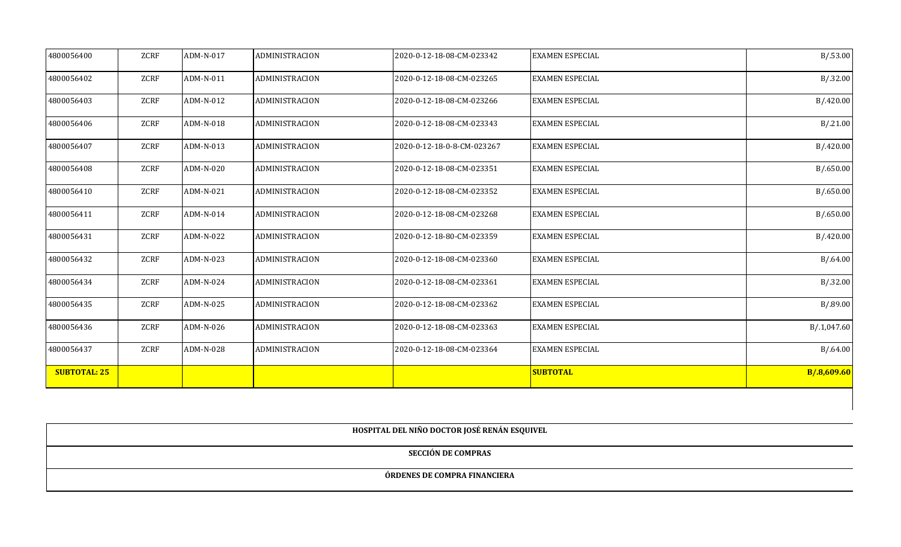| 4800056400 | ZCRF | ADM-N-017 | ADMINISTRACION | 2020-0-12-18-08-CM-023342 | EXAMEN ESPECIAL | B/.53.00 |
|---|---|---|---|---|---|---|
| 4800056402 | ZCRF | ADM-N-011 | ADMINISTRACION | 2020-0-12-18-08-CM-023265 | EXAMEN ESPECIAL | B/.32.00 |
| 4800056403 | ZCRF | ADM-N-012 | ADMINISTRACION | 2020-0-12-18-08-CM-023266 | EXAMEN ESPECIAL | B/.420.00 |
| 4800056406 | ZCRF | ADM-N-018 | ADMINISTRACION | 2020-0-12-18-08-CM-023343 | EXAMEN ESPECIAL | B/.21.00 |
| 4800056407 | ZCRF | ADM-N-013 | ADMINISTRACION | 2020-0-12-18-0-8-CM-023267 | EXAMEN ESPECIAL | B/.420.00 |
| 4800056408 | ZCRF | ADM-N-020 | ADMINISTRACION | 2020-0-12-18-08-CM-023351 | EXAMEN ESPECIAL | B/.650.00 |
| 4800056410 | ZCRF | ADM-N-021 | ADMINISTRACION | 2020-0-12-18-08-CM-023352 | EXAMEN ESPECIAL | B/.650.00 |
| 4800056411 | ZCRF | ADM-N-014 | ADMINISTRACION | 2020-0-12-18-08-CM-023268 | EXAMEN ESPECIAL | B/.650.00 |
| 4800056431 | ZCRF | ADM-N-022 | ADMINISTRACION | 2020-0-12-18-80-CM-023359 | EXAMEN ESPECIAL | B/.420.00 |
| 4800056432 | ZCRF | ADM-N-023 | ADMINISTRACION | 2020-0-12-18-08-CM-023360 | EXAMEN ESPECIAL | B/.64.00 |
| 4800056434 | ZCRF | ADM-N-024 | ADMINISTRACION | 2020-0-12-18-08-CM-023361 | EXAMEN ESPECIAL | B/.32.00 |
| 4800056435 | ZCRF | ADM-N-025 | ADMINISTRACION | 2020-0-12-18-08-CM-023362 | EXAMEN ESPECIAL | B/.89.00 |
| 4800056436 | ZCRF | ADM-N-026 | ADMINISTRACION | 2020-0-12-18-08-CM-023363 | EXAMEN ESPECIAL | B/.1,047.60 |
| 4800056437 | ZCRF | ADM-N-028 | ADMINISTRACION | 2020-0-12-18-08-CM-023364 | EXAMEN ESPECIAL | B/.64.00 |
| **SUBTOTAL: 25** | | | | | **SUBTOTAL** | **B/.8,609.60** |

**HOSPITAL DEL NIÑO DOCTOR JOSÉ RENÁN ESQUIVEL**

**SECCIÓN DE COMPRAS**

**ÓRDENES DE COMPRA FINANCIERA**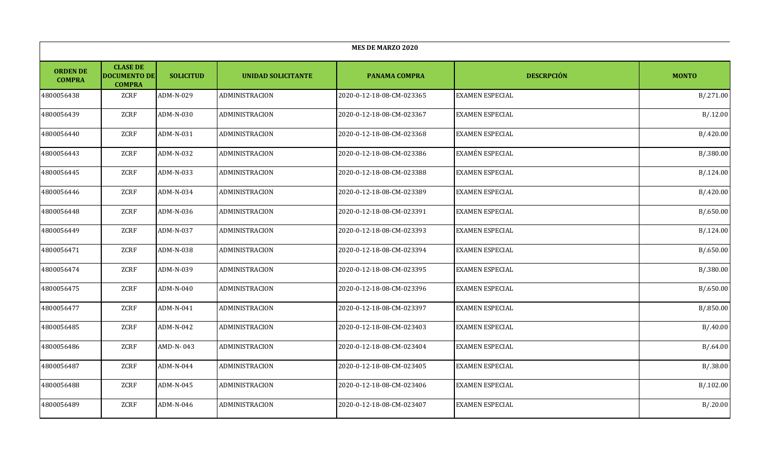| MES DE MARZO 2020 | | | | | | |
|---|---|---|---|---|---|---|
| **ORDEN DE COMPRA** | **CLASE DE DOCUMENTO DE COMPRA** | **SOLICITUD** | **UNIDAD SOLICITANTE** | **PANAMA COMPRA** | **DESCRPCIÓN** | **MONTO** |
| 4800056438 | ZCRF | ADM-N-029 | ADMINISTRACION | 2020-0-12-18-08-CM-023365 | EXAMEN ESPECIAL | B/.271.00 |
| 4800056439 | ZCRF | ADM-N-030 | ADMINISTRACION | 2020-0-12-18-08-CM-023367 | EXAMEN ESPECIAL | B/.12.00 |
| 4800056440 | ZCRF | ADM-N-031 | ADMINISTRACION | 2020-0-12-18-08-CM-023368 | EXAMEN ESPECIAL | B/.420.00 |
| 4800056443 | ZCRF | ADM-N-032 | ADMINISTRACION | 2020-0-12-18-08-CM-023386 | EXAMÉN ESPECIAL | B/.380.00 |
| 4800056445 | ZCRF | ADM-N-033 | ADMINISTRACION | 2020-0-12-18-08-CM-023388 | EXAMEN ESPECIAL | B/.124.00 |
| 4800056446 | ZCRF | ADM-N-034 | ADMINISTRACION | 2020-0-12-18-08-CM-023389 | EXAMEN ESPECIAL | B/.420.00 |
| 4800056448 | ZCRF | ADM-N-036 | ADMINISTRACION | 2020-0-12-18-08-CM-023391 | EXAMEN ESPECIAL | B/.650.00 |
| 4800056449 | ZCRF | ADM-N-037 | ADMINISTRACION | 2020-0-12-18-08-CM-023393 | EXAMEN ESPECIAL | B/.124.00 |
| 4800056471 | ZCRF | ADM-N-038 | ADMINISTRACION | 2020-0-12-18-08-CM-023394 | EXAMEN ESPECIAL | B/.650.00 |
| 4800056474 | ZCRF | ADM-N-039 | ADMINISTRACION | 2020-0-12-18-08-CM-023395 | EXAMEN ESPECIAL | B/.380.00 |
| 4800056475 | ZCRF | ADM-N-040 | ADMINISTRACION | 2020-0-12-18-08-CM-023396 | EXAMEN ESPECIAL | B/.650.00 |
| 4800056477 | ZCRF | ADM-N-041 | ADMINISTRACION | 2020-0-12-18-08-CM-023397 | EXAMEN ESPECIAL | B/.850.00 |
| 4800056485 | ZCRF | ADM-N-042 | ADMINISTRACION | 2020-0-12-18-08-CM-023403 | EXAMEN ESPECIAL | B/.40.00 |
| 4800056486 | ZCRF | AMD-N- 043 | ADMINISTRACION | 2020-0-12-18-08-CM-023404 | EXAMEN ESPECIAL | B/.64.00 |
| 4800056487 | ZCRF | ADM-N-044 | ADMINISTRACION | 2020-0-12-18-08-CM-023405 | EXAMEN ESPECIAL | B/.38.00 |
| 4800056488 | ZCRF | ADM-N-045 | ADMINISTRACION | 2020-0-12-18-08-CM-023406 | EXAMEN ESPECIAL | B/.102.00 |
| 4800056489 | ZCRF | ADM-N-046 | ADMINISTRACION | 2020-0-12-18-08-CM-023407 | EXAMEN ESPECIAL | B/.20.00 |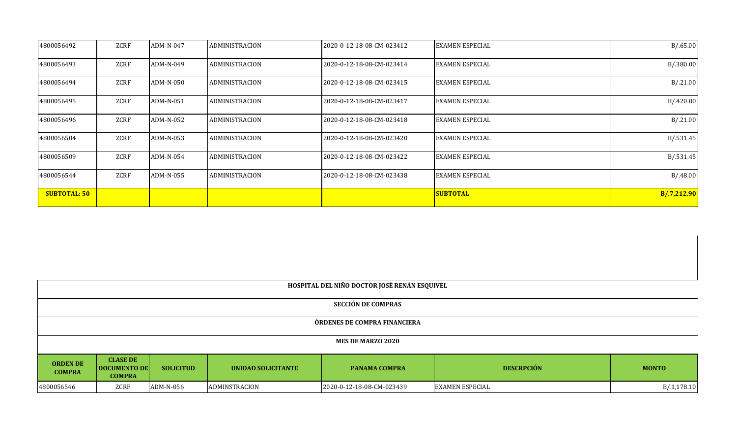| | | | | | | |
|---|---|---|---|---|---|---|
| 4800056492 | ZCRF | ADM-N-047 | ADMINISTRACION | 2020-0-12-18-08-CM-023412 | EXAMEN ESPECIAL | B/.65.00 |
| 4800056493 | ZCRF | ADM-N-049 | ADMINISTRACION | 2020-0-12-18-08-CM-023414 | EXAMEN ESPECIAL | B/.380.00 |
| 4800056494 | ZCRF | ADM-N-050 | ADMINISTRACION | 2020-0-12-18-08-CM-023415 | EXAMEN ESPECIAL | B/.21.00 |
| 4800056495 | ZCRF | ADM-N-051 | ADMINISTRACION | 2020-0-12-18-08-CM-023417 | EXAMEN ESPECIAL | B/.420.00 |
| 4800056496 | ZCRF | ADM-N-052 | ADMINISTRACION | 2020-0-12-18-08-CM-023418 | EXAMEN ESPECIAL | B/.21.00 |
| 4800056504 | ZCRF | ADM-N-053 | ADMINISTRACION | 2020-0-12-18-08-CM-023420 | EXAMEN ESPECIAL | B/.531.45 |
| 4800056509 | ZCRF | ADM-N-054 | ADMINISTRACION | 2020-0-12-18-08-CM-023422 | EXAMEN ESPECIAL | B/.531.45 |
| 4800056544 | ZCRF | ADM-N-055 | ADMINISTRACION | 2020-0-12-18-08-CM-023438 | EXAMEN ESPECIAL | B/.48.00 |
| **SUBTOTAL: 50** | | | | | **SUBTOTAL** | **B/.7,212.90** |

**HOSPITAL DEL NIÑO DOCTOR JOSÉ RENÁN ESQUIVEL**

**SECCIÓN DE COMPRAS**

**ÓRDENES DE COMPRA FINANCIERA**

**MES DE MARZO 2020**

| ORDEN DE COMPRA | CLASE DE DOCUMENTO DE COMPRA | SOLICITUD | UNIDAD SOLICITANTE | PANAMA COMPRA | DESCRPCIÓN | MONTO |
|---|---|---|---|---|---|---|
| 4800056546 | ZCRF | ADM-N-056 | ADMINSTRACION | 2020-0-12-18-08-CM-023439 | EXAMEN ESPECIAL | B/.1,178.10 |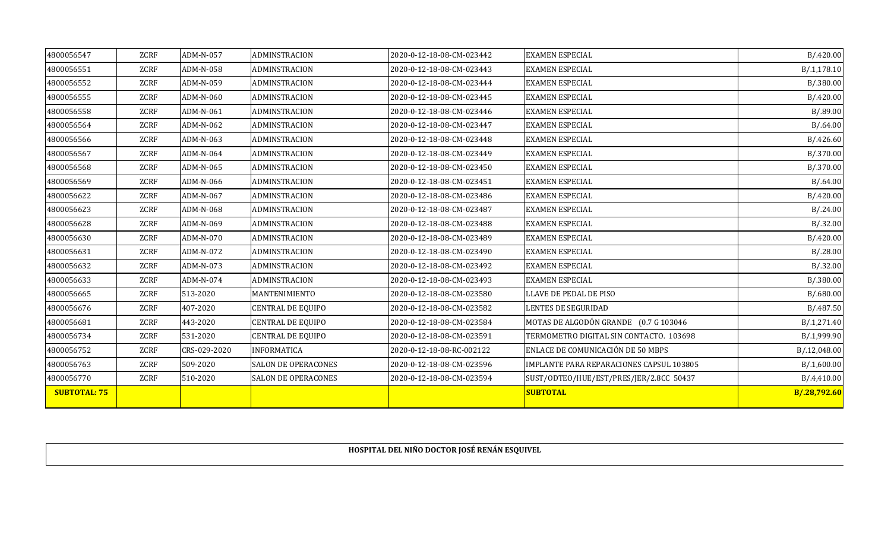| | | | | | | |
|---|---|---|---|---|---|---|
| 4800056547 | ZCRF | ADM-N-057 | ADMINSTRACION | 2020-0-12-18-08-CM-023442 | EXAMEN ESPECIAL | B/.420.00 |
| 4800056551 | ZCRF | ADM-N-058 | ADMINSTRACION | 2020-0-12-18-08-CM-023443 | EXAMEN ESPECIAL | B/.1,178.10 |
| 4800056552 | ZCRF | ADM-N-059 | ADMINSTRACION | 2020-0-12-18-08-CM-023444 | EXAMEN ESPECIAL | B/.380.00 |
| 4800056555 | ZCRF | ADM-N-060 | ADMINSTRACION | 2020-0-12-18-08-CM-023445 | EXAMEN ESPECIAL | B/.420.00 |
| 4800056558 | ZCRF | ADM-N-061 | ADMINSTRACION | 2020-0-12-18-08-CM-023446 | EXAMEN ESPECIAL | B/.89.00 |
| 4800056564 | ZCRF | ADM-N-062 | ADMINSTRACION | 2020-0-12-18-08-CM-023447 | EXAMEN ESPECIAL | B/.64.00 |
| 4800056566 | ZCRF | ADM-N-063 | ADMINSTRACION | 2020-0-12-18-08-CM-023448 | EXAMEN ESPECIAL | B/.426.60 |
| 4800056567 | ZCRF | ADM-N-064 | ADMINSTRACION | 2020-0-12-18-08-CM-023449 | EXAMEN ESPECIAL | B/.370.00 |
| 4800056568 | ZCRF | ADM-N-065 | ADMINSTRACION | 2020-0-12-18-08-CM-023450 | EXAMEN ESPECIAL | B/.370.00 |
| 4800056569 | ZCRF | ADM-N-066 | ADMINSTRACION | 2020-0-12-18-08-CM-023451 | EXAMEN ESPECIAL | B/.64.00 |
| 4800056622 | ZCRF | ADM-N-067 | ADMINSTRACION | 2020-0-12-18-08-CM-023486 | EXAMEN ESPECIAL | B/.420.00 |
| 4800056623 | ZCRF | ADM-N-068 | ADMINSTRACION | 2020-0-12-18-08-CM-023487 | EXAMEN ESPECIAL | B/.24.00 |
| 4800056628 | ZCRF | ADM-N-069 | ADMINSTRACION | 2020-0-12-18-08-CM-023488 | EXAMEN ESPECIAL | B/.32.00 |
| 4800056630 | ZCRF | ADM-N-070 | ADMINSTRACION | 2020-0-12-18-08-CM-023489 | EXAMEN ESPECIAL | B/.420.00 |
| 4800056631 | ZCRF | ADM-N-072 | ADMINSTRACION | 2020-0-12-18-08-CM-023490 | EXAMEN ESPECIAL | B/.28.00 |
| 4800056632 | ZCRF | ADM-N-073 | ADMINSTRACION | 2020-0-12-18-08-CM-023492 | EXAMEN ESPECIAL | B/.32.00 |
| 4800056633 | ZCRF | ADM-N-074 | ADMINSTRACION | 2020-0-12-18-08-CM-023493 | EXAMEN ESPECIAL | B/.380.00 |
| 4800056665 | ZCRF | 513-2020 | MANTENIMIENTO | 2020-0-12-18-08-CM-023580 | LLAVE DE PEDAL DE PISO | B/.680.00 |
| 4800056676 | ZCRF | 407-2020 | CENTRAL DE EQUIPO | 2020-0-12-18-08-CM-023582 | LENTES DE SEGURIDAD | B/.487.50 |
| 4800056681 | ZCRF | 443-2020 | CENTRAL DE EQUIPO | 2020-0-12-18-08-CM-023584 | MOTAS DE ALGODÓN GRANDE (0.7 G 103046 | B/.1,271.40 |
| 4800056734 | ZCRF | 531-2020 | CENTRAL DE EQUIPO | 2020-0-12-18-08-CM-023591 | TERMOMETRO DIGITAL SIN CONTACTO. 103698 | B/.1,999.90 |
| 4800056752 | ZCRF | CRS-029-2020 | INFORMATICA | 2020-0-12-18-08-RC-002122 | ENLACE DE COMUNICACIÓN DE 50 MBPS | B/.12,048.00 |
| 4800056763 | ZCRF | 509-2020 | SALON DE OPERACONES | 2020-0-12-18-08-CM-023596 | IMPLANTE PARA REPARACIONES CAPSUL 103805 | B/.1,600.00 |
| 4800056770 | ZCRF | 510-2020 | SALON DE OPERACONES | 2020-0-12-18-08-CM-023594 | SUST/ODTEO/HUE/EST/PRES/JER/2.8CC 50437 | B/.4,410.00 |
| **SUBTOTAL: 75** | | | | | **SUBTOTAL** | **B/.28,792.60** |

**HOSPITAL DEL NIÑO DOCTOR JOSÉ RENÁN ESQUIVEL**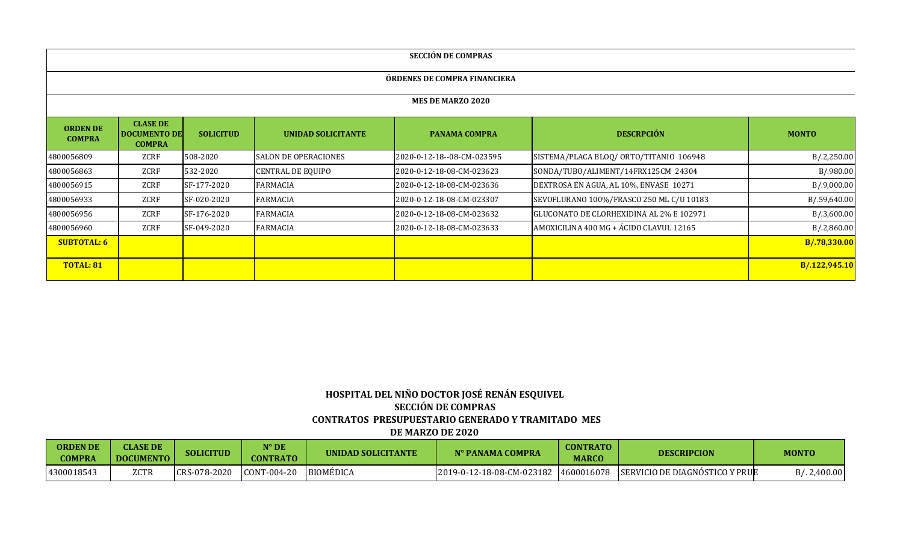**SECCIÓN DE COMPRAS**

**ÓRDENES DE COMPRA FINANCIERA**

**MES DE MARZO 2020**

| ORDEN DE COMPRA | CLASE DE DOCUMENTO DE COMPRA | SOLICITUD | UNIDAD SOLICITANTE | PANAMA COMPRA | DESCRPCIÓN | MONTO |
|---|---|---|---|---|---|---|
| 4800056809 | ZCRF | 508-2020 | SALON DE OPERACIONES | 2020-0-12-18--08-CM-023595 | SISTEMA/PLACA BLOQ/ ORTO/TITANIO 106948 | B/.2,250.00 |
| 4800056863 | ZCRF | 532-2020 | CENTRAL DE EQUIPO | 2020-0-12-18-08-CM-023623 | SONDA/TUBO/ALIMENT/14FRX125CM 24304 | B/.980.00 |
| 4800056915 | ZCRF | SF-177-2020 | FARMACIA | 2020-0-12-18-08-CM-023636 | DEXTROSA EN AGUA, AL 10%, ENVASE 10271 | B/.9,000.00 |
| 4800056933 | ZCRF | SF-020-2020 | FARMACIA | 2020-0-12-18-08-CM-023307 | SEVOFLURANO 100%/FRASCO 250 ML C/U 10183 | B/.59,640.00 |
| 4800056956 | ZCRF | SF-176-2020 | FARMACIA | 2020-0-12-18-08-CM-023632 | GLUCONATO DE CLORHEXIDINA AL 2% E 102971 | B/.3,600.00 |
| 4800056960 | ZCRF | SF-049-2020 | FARMACIA | 2020-0-12-18-08-CM-023633 | AMOXICILINA 400 MG + ÁCIDO CLAVUL 12165 | B/.2,860.00 |
| **SUBTOTAL: 6** | | | | | | **B/.78,330.00** |
| **TOTAL: 81** | | | | | | **B/.122,945.10** |

**HOSPITAL DEL NIÑO DOCTOR JOSÉ RENÁN ESQUIVEL**
**SECCIÓN DE COMPRAS**
**CONTRATOS PRESUPUESTARIO GENERADO Y TRAMITADO MES**
**DE MARZO DE 2020**

| ORDEN DE COMPRA | CLASE DE DOCUMENTO | SOLICITUD | N° DE CONTRATO | UNIDAD SOLICITANTE | N° PANAMA COMPRA | CONTRATO MARCO | DESCRIPCION | MONTO |
|---|---|---|---|---|---|---|---|---|
| 4300018543 | ZCTR | CRS-078-2020 | CONT-004-20 | BIOMÉDICA | 2019-0-12-18-08-CM-023182 | 4600016078 | SERVICIO DE DIAGNÓSTICO Y PRUE | B/. 2,400.00 |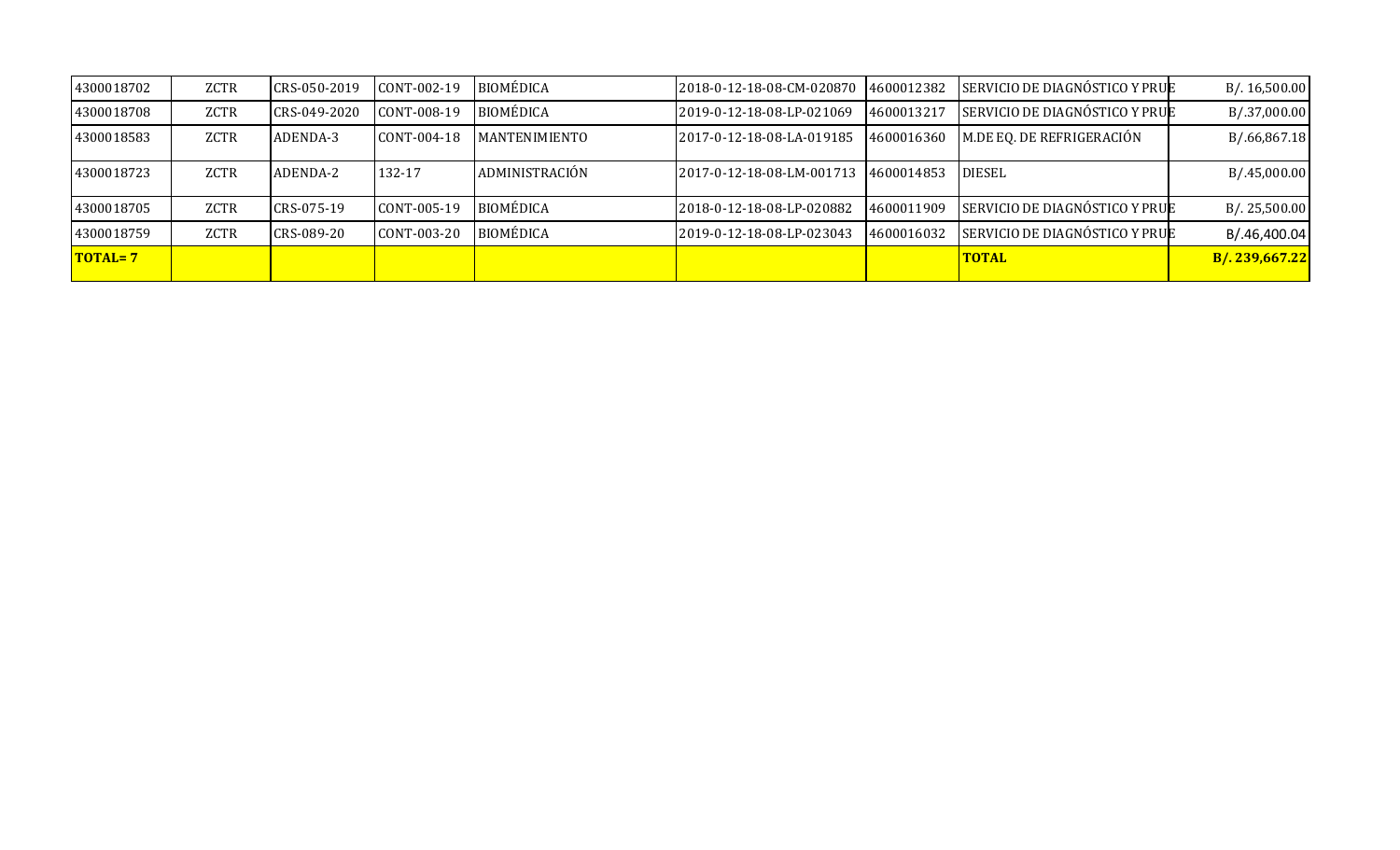| | | | | | | | | |
|---|---|---|---|---|---|---|---|---|
| 4300018702 | ZCTR | CRS-050-2019 | CONT-002-19 | BIOMÉDICA | 2018-0-12-18-08-CM-020870 | 4600012382 | SERVICIO DE DIAGNÓSTICO Y PRUE | B/. 16,500.00 |
| 4300018708 | ZCTR | CRS-049-2020 | CONT-008-19 | BIOMÉDICA | 2019-0-12-18-08-LP-021069 | 4600013217 | SERVICIO DE DIAGNÓSTICO Y PRUE | B/.37,000.00 |
| 4300018583 | ZCTR | ADENDA-3 | CONT-004-18 | MANTENIMIENTO | 2017-0-12-18-08-LA-019185 | 4600016360 | M.DE EQ. DE REFRIGERACIÓN | B/.66,867.18 |
| 4300018723 | ZCTR | ADENDA-2 | 132-17 | ADMINISTRACIÓN | 2017-0-12-18-08-LM-001713 | 4600014853 | DIESEL | B/.45,000.00 |
| 4300018705 | ZCTR | CRS-075-19 | CONT-005-19 | BIOMÉDICA | 2018-0-12-18-08-LP-020882 | 4600011909 | SERVICIO DE DIAGNÓSTICO Y PRUE | B/. 25,500.00 |
| 4300018759 | ZCTR | CRS-089-20 | CONT-003-20 | BIOMÉDICA | 2019-0-12-18-08-LP-023043 | 4600016032 | SERVICIO DE DIAGNÓSTICO Y PRUE | B/.46,400.04 |
| **TOTAL= 7** | | | | | | | **TOTAL** | **B/. 239,667.22** |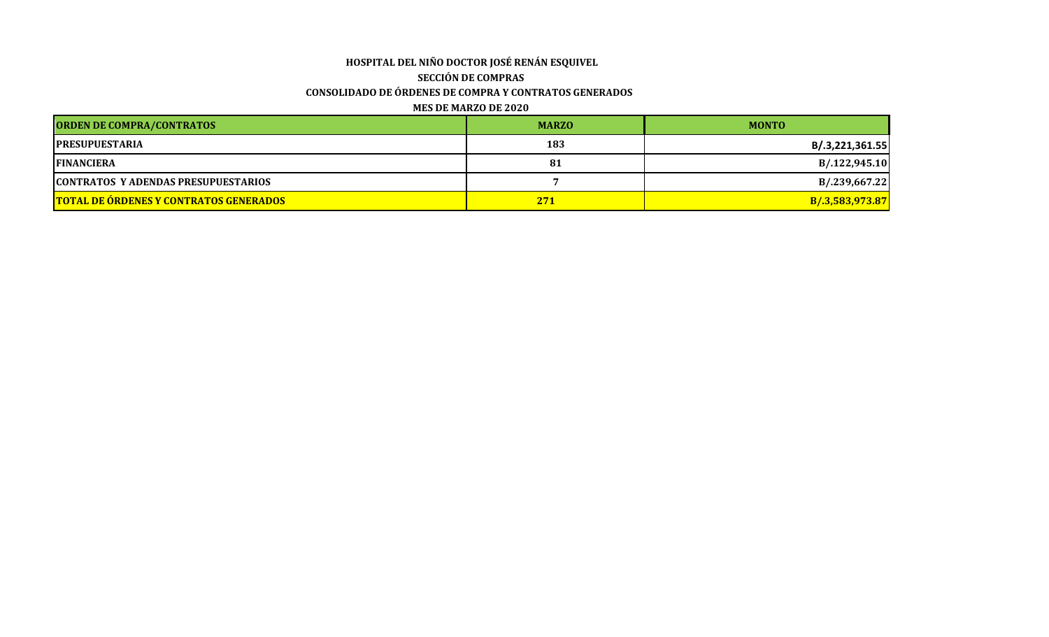**HOSPITAL DEL NIÑO DOCTOR JOSÉ RENÁN ESQUIVEL**

**SECCIÓN DE COMPRAS**

**CONSOLIDADO DE ÓRDENES DE COMPRA Y CONTRATOS GENERADOS**

**MES DE MARZO DE 2020**

| ORDEN DE COMPRA/CONTRATOS | MARZO | MONTO |
|---|---|---|
| PRESUPUESTARIA | 183 | B/.3,221,361.55 |
| FINANCIERA | 81 | B/.122,945.10 |
| CONTRATOS Y ADENDAS PRESUPUESTARIOS | 7 | B/.239,667.22 |
| TOTAL DE ÓRDENES Y CONTRATOS GENERADOS | 271 | B/.3,583,973.87 |